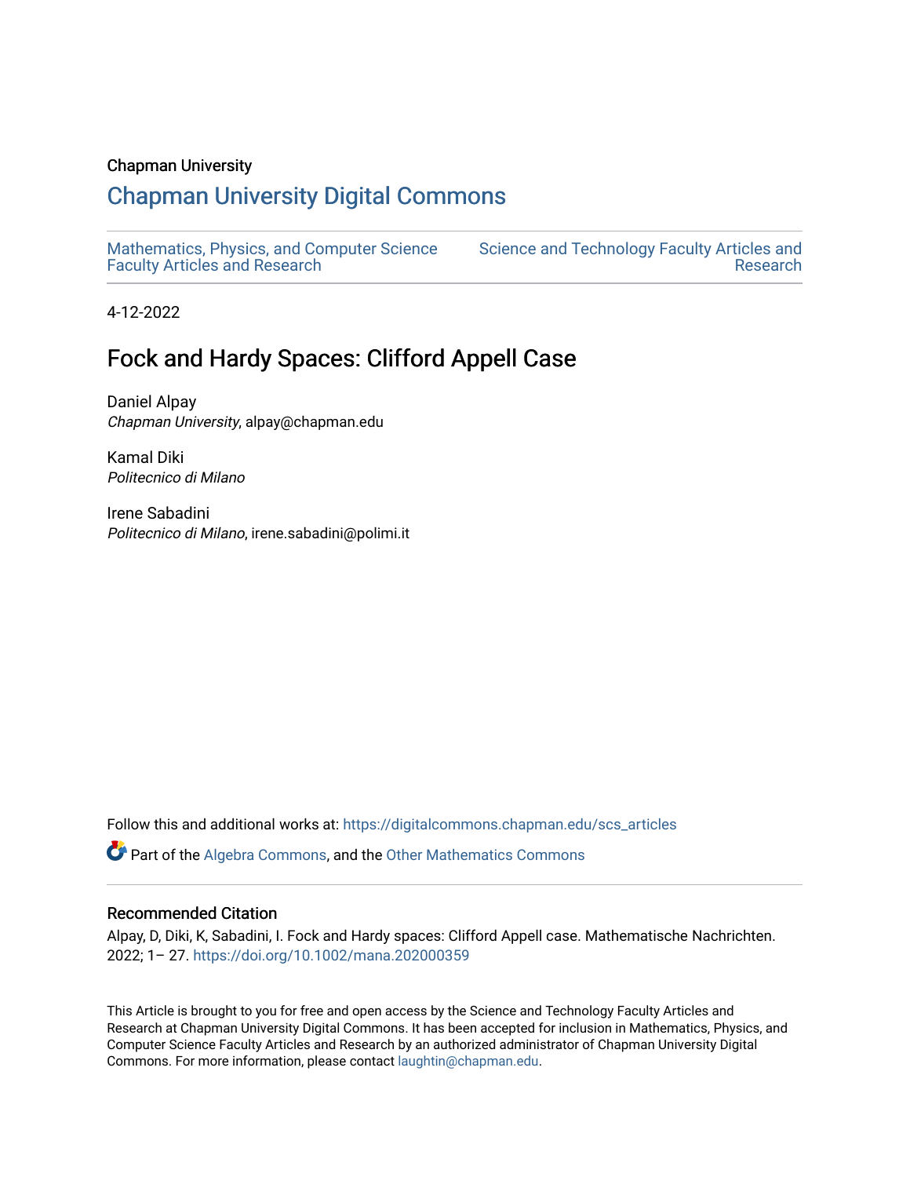Chapman University

# Chapman University Digital Commons

Mathematics, Physics, and Computer Science Faculty Articles and Research

Science and Technology Faculty Articles and Research

4-12-2022

## Fock and Hardy Spaces: Clifford Appell Case

Daniel Alpay
*Chapman University*, alpay@chapman.edu

Kamal Diki
*Politecnico di Milano*

Irene Sabadini
*Politecnico di Milano*, irene.sabadini@polimi.it

Follow this and additional works at: https://digitalcommons.chapman.edu/scs_articles

Part of the Algebra Commons, and the Other Mathematics Commons

### Recommended Citation

Alpay, D, Diki, K, Sabadini, I. Fock and Hardy spaces: Clifford Appell case. Mathematische Nachrichten. 2022; 1– 27. https://doi.org/10.1002/mana.202000359

This Article is brought to you for free and open access by the Science and Technology Faculty Articles and Research at Chapman University Digital Commons. It has been accepted for inclusion in Mathematics, Physics, and Computer Science Faculty Articles and Research by an authorized administrator of Chapman University Digital Commons. For more information, please contact laughtin@chapman.edu.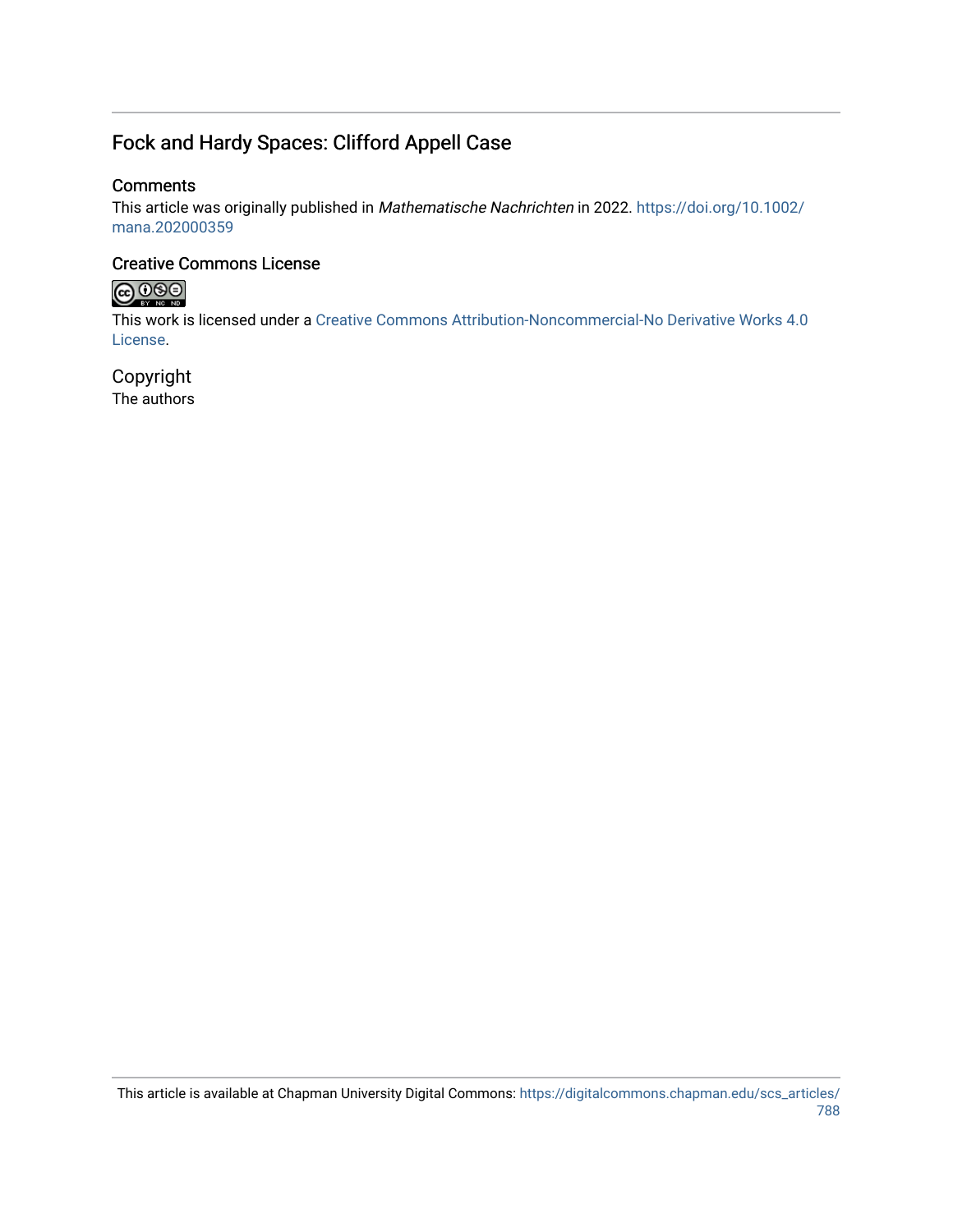# Fock and Hardy Spaces: Clifford Appell Case

## Comments

This article was originally published in *Mathematische Nachrichten* in 2022. https://doi.org/10.1002/mana.202000359

## Creative Commons License

This work is licensed under a Creative Commons Attribution-Noncommercial-No Derivative Works 4.0 License.

## Copyright

The authors

This article is available at Chapman University Digital Commons: https://digitalcommons.chapman.edu/scs_articles/788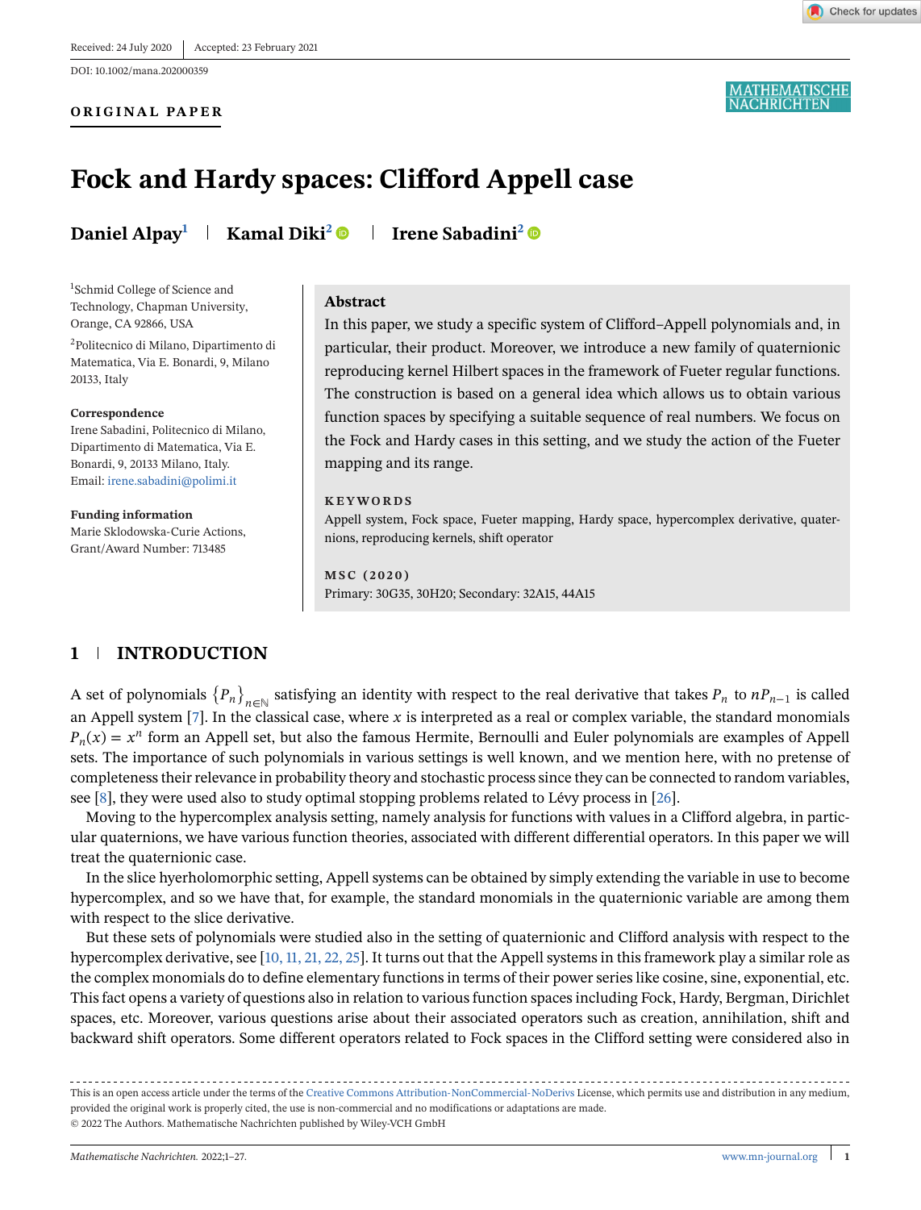Received: 24 July 2020 | Accepted: 23 February 2021

DOI: 10.1002/mana.202000359

**ORIGINAL PAPER**

# Fock and Hardy spaces: Clifford Appell case

**Daniel Alpay**[1] | **Kamal Diki**[2] | **Irene Sabadini**[2]

[1]Schmid College of Science and Technology, Chapman University, Orange, CA 92866, USA

[2]Politecnico di Milano, Dipartimento di Matematica, Via E. Bonardi, 9, Milano 20133, Italy

**Correspondence**
Irene Sabadini, Politecnico di Milano, Dipartimento di Matematica, Via E. Bonardi, 9, 20133 Milano, Italy.
Email: irene.sabadini@polimi.it

**Funding information**
Marie Sklodowska-Curie Actions, Grant/Award Number: 713485

## Abstract

In this paper, we study a specific system of Clifford–Appell polynomials and, in particular, their product. Moreover, we introduce a new family of quaternionic reproducing kernel Hilbert spaces in the framework of Fueter regular functions. The construction is based on a general idea which allows us to obtain various function spaces by specifying a suitable sequence of real numbers. We focus on the Fock and Hardy cases in this setting, and we study the action of the Fueter mapping and its range.

**KEYWORDS**

Appell system, Fock space, Fueter mapping, Hardy space, hypercomplex derivative, quaternions, reproducing kernels, shift operator

**MSC (2020)**

Primary: 30G35, 30H20; Secondary: 32A15, 44A15

## 1 | INTRODUCTION

A set of polynomials $\{P_n\}_{n\in\mathbb{N}}$ satisfying an identity with respect to the real derivative that takes $P_n$ to $nP_{n-1}$ is called an Appell system [7]. In the classical case, where $x$ is interpreted as a real or complex variable, the standard monomials $P_n(x) = x^n$ form an Appell set, but also the famous Hermite, Bernoulli and Euler polynomials are examples of Appell sets. The importance of such polynomials in various settings is well known, and we mention here, with no pretense of completeness their relevance in probability theory and stochastic process since they can be connected to random variables, see [8], they were used also to study optimal stopping problems related to Lévy process in [26].

Moving to the hypercomplex analysis setting, namely analysis for functions with values in a Clifford algebra, in particular quaternions, we have various function theories, associated with different differential operators. In this paper we will treat the quaternionic case.

In the slice hyerholomorphic setting, Appell systems can be obtained by simply extending the variable in use to become hypercomplex, and so we have that, for example, the standard monomials in the quaternionic variable are among them with respect to the slice derivative.

But these sets of polynomials were studied also in the setting of quaternionic and Clifford analysis with respect to the hypercomplex derivative, see [10, 11, 21, 22, 25]. It turns out that the Appell systems in this framework play a similar role as the complex monomials do to define elementary functions in terms of their power series like cosine, sine, exponential, etc. This fact opens a variety of questions also in relation to various function spaces including Fock, Hardy, Bergman, Dirichlet spaces, etc. Moreover, various questions arise about their associated operators such as creation, annihilation, shift and backward shift operators. Some different operators related to Fock spaces in the Clifford setting were considered also in

This is an open access article under the terms of the Creative Commons Attribution-NonCommercial-NoDerivs License, which permits use and distribution in any medium, provided the original work is properly cited, the use is non-commercial and no modifications or adaptations are made.
© 2022 The Authors. Mathematische Nachrichten published by Wiley-VCH GmbH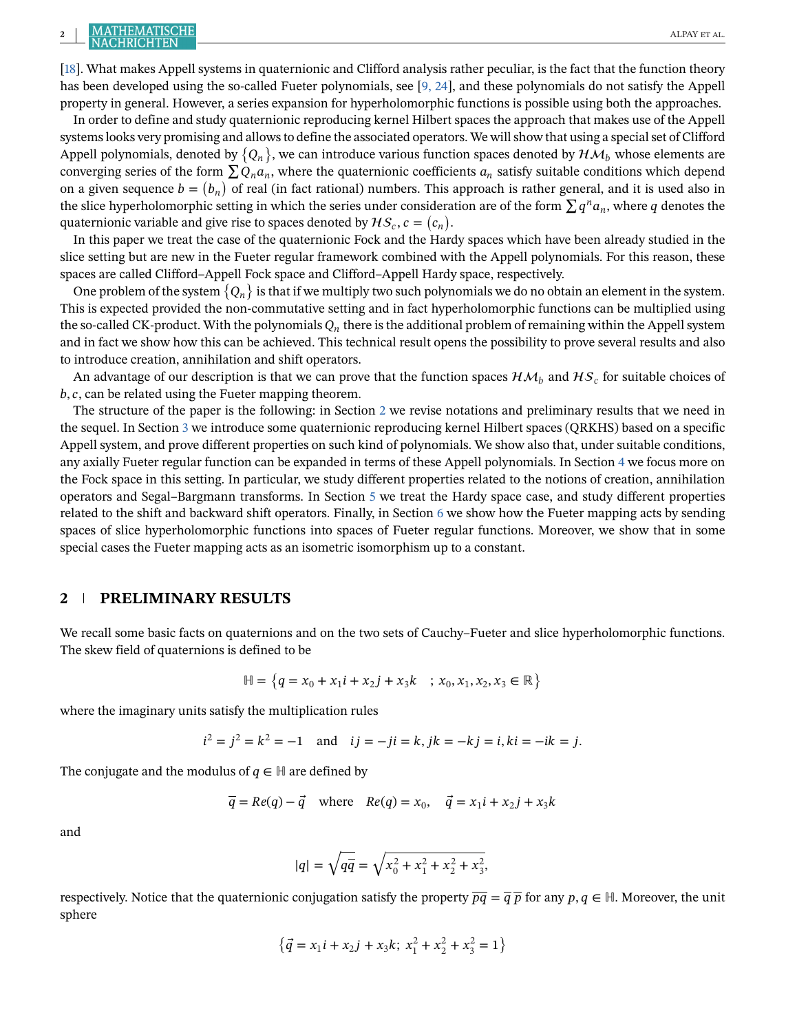[18]. What makes Appell systems in quaternionic and Clifford analysis rather peculiar, is the fact that the function theory has been developed using the so-called Fueter polynomials, see [9, 24], and these polynomials do not satisfy the Appell property in general. However, a series expansion for hyperholomorphic functions is possible using both the approaches.

In order to define and study quaternionic reproducing kernel Hilbert spaces the approach that makes use of the Appell systems looks very promising and allows to define the associated operators. We will show that using a special set of Clifford Appell polynomials, denoted by $\{Q_n\}$, we can introduce various function spaces denoted by $\mathcal{HM}_b$ whose elements are converging series of the form $\sum Q_n a_n$, where the quaternionic coefficients $a_n$ satisfy suitable conditions which depend on a given sequence $b = (b_n)$ of real (in fact rational) numbers. This approach is rather general, and it is used also in the slice hyperholomorphic setting in which the series under consideration are of the form $\sum q^n a_n$, where $q$ denotes the quaternionic variable and give rise to spaces denoted by $\mathcal{HS}_c$, $c = (c_n)$.

In this paper we treat the case of the quaternionic Fock and the Hardy spaces which have been already studied in the slice setting but are new in the Fueter regular framework combined with the Appell polynomials. For this reason, these spaces are called Clifford–Appell Fock space and Clifford–Appell Hardy space, respectively.

One problem of the system $\{Q_n\}$ is that if we multiply two such polynomials we do no obtain an element in the system. This is expected provided the non-commutative setting and in fact hyperholomorphic functions can be multiplied using the so-called CK-product. With the polynomials $Q_n$ there is the additional problem of remaining within the Appell system and in fact we show how this can be achieved. This technical result opens the possibility to prove several results and also to introduce creation, annihilation and shift operators.

An advantage of our description is that we can prove that the function spaces $\mathcal{HM}_b$ and $\mathcal{HS}_c$ for suitable choices of $b, c$, can be related using the Fueter mapping theorem.

The structure of the paper is the following: in Section 2 we revise notations and preliminary results that we need in the sequel. In Section 3 we introduce some quaternionic reproducing kernel Hilbert spaces (QRKHS) based on a specific Appell system, and prove different properties on such kind of polynomials. We show also that, under suitable conditions, any axially Fueter regular function can be expanded in terms of these Appell polynomials. In Section 4 we focus more on the Fock space in this setting. In particular, we study different properties related to the notions of creation, annihilation operators and Segal–Bargmann transforms. In Section 5 we treat the Hardy space case, and study different properties related to the shift and backward shift operators. Finally, in Section 6 we show how the Fueter mapping acts by sending spaces of slice hyperholomorphic functions into spaces of Fueter regular functions. Moreover, we show that in some special cases the Fueter mapping acts as an isometric isomorphism up to a constant.

## 2 PRELIMINARY RESULTS

We recall some basic facts on quaternions and on the two sets of Cauchy–Fueter and slice hyperholomorphic functions. The skew field of quaternions is defined to be

$$\mathbb{H} = \{q = x_0 + x_1 i + x_2 j + x_3 k \quad ; x_0, x_1, x_2, x_3 \in \mathbb{R}\}$$

where the imaginary units satisfy the multiplication rules

$$i^2 = j^2 = k^2 = -1 \quad \text{and} \quad ij = -ji = k, jk = -kj = i, ki = -ik = j.$$

The conjugate and the modulus of $q \in \mathbb{H}$ are defined by

$$\overline{q} = Re(q) - \vec{q} \quad \text{where} \quad Re(q) = x_0, \quad \vec{q} = x_1 i + x_2 j + x_3 k$$

and

$$|q| = \sqrt{q\overline{q}} = \sqrt{x_0^2 + x_1^2 + x_2^2 + x_3^2},$$

respectively. Notice that the quaternionic conjugation satisfy the property $\overline{pq} = \overline{q}\,\overline{p}$ for any $p, q \in \mathbb{H}$. Moreover, the unit sphere

$$\{\vec{q} = x_1 i + x_2 j + x_3 k;\ x_1^2 + x_2^2 + x_3^2 = 1\}$$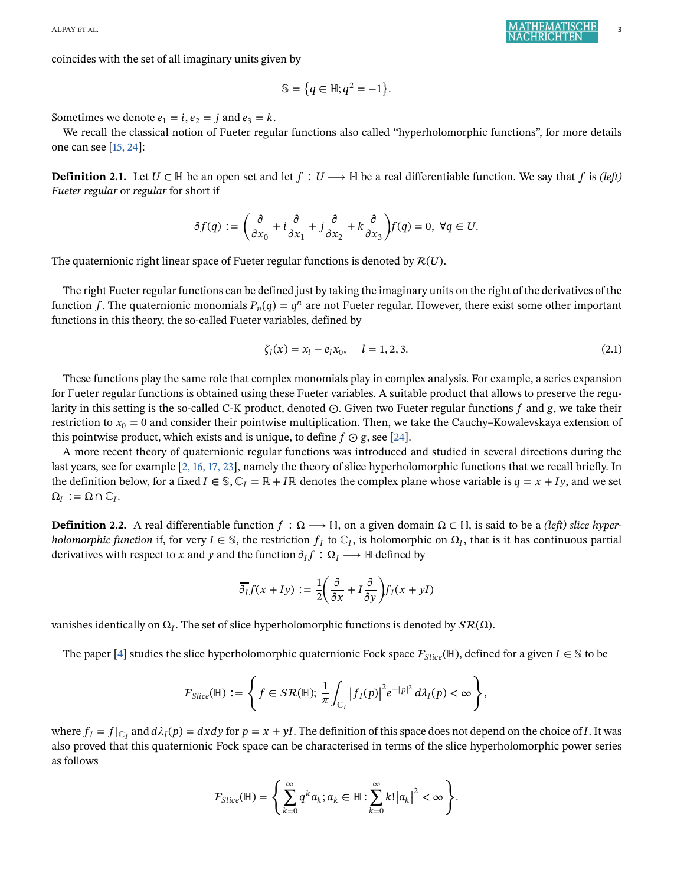coincides with the set of all imaginary units given by

$$\mathbb{S} = \{q \in \mathbb{H}; q^2 = -1\}.$$

Sometimes we denote $e_1 = i, e_2 = j$ and $e_3 = k$.

We recall the classical notion of Fueter regular functions also called "hyperholomorphic functions", for more details one can see [15, 24]:

**Definition 2.1.** Let $U \subset \mathbb{H}$ be an open set and let $f : U \longrightarrow \mathbb{H}$ be a real differentiable function. We say that $f$ is *(left) Fueter regular* or *regular* for short if

$$\partial f(q) := \left(\frac{\partial}{\partial x_0} + i\frac{\partial}{\partial x_1} + j\frac{\partial}{\partial x_2} + k\frac{\partial}{\partial x_3}\right)f(q) = 0, \ \forall q \in U.$$

The quaternionic right linear space of Fueter regular functions is denoted by $\mathcal{R}(U)$.

The right Fueter regular functions can be defined just by taking the imaginary units on the right of the derivatives of the function $f$. The quaternionic monomials $P_n(q) = q^n$ are not Fueter regular. However, there exist some other important functions in this theory, the so-called Fueter variables, defined by

$$\zeta_l(x) = x_l - e_l x_0, \quad l = 1, 2, 3. \tag{2.1}$$

These functions play the same role that complex monomials play in complex analysis. For example, a series expansion for Fueter regular functions is obtained using these Fueter variables. A suitable product that allows to preserve the regularity in this setting is the so-called C-K product, denoted $\odot$. Given two Fueter regular functions $f$ and $g$, we take their restriction to $x_0 = 0$ and consider their pointwise multiplication. Then, we take the Cauchy–Kowalevskaya extension of this pointwise product, which exists and is unique, to define $f \odot g$, see [24].

A more recent theory of quaternionic regular functions was introduced and studied in several directions during the last years, see for example [2, 16, 17, 23], namely the theory of slice hyperholomorphic functions that we recall briefly. In the definition below, for a fixed $I \in \mathbb{S}$, $\mathbb{C}_I = \mathbb{R} + I\mathbb{R}$ denotes the complex plane whose variable is $q = x + Iy$, and we set $\Omega_I := \Omega \cap \mathbb{C}_I$.

**Definition 2.2.** A real differentiable function $f : \Omega \longrightarrow \mathbb{H}$, on a given domain $\Omega \subset \mathbb{H}$, is said to be a *(left) slice hyperholomorphic function* if, for very $I \in \mathbb{S}$, the restriction $f_I$ to $\mathbb{C}_I$, is holomorphic on $\Omega_I$, that is it has continuous partial derivatives with respect to $x$ and $y$ and the function $\overline{\partial_I} f : \Omega_I \longrightarrow \mathbb{H}$ defined by

$$\overline{\partial_I} f(x + Iy) := \frac{1}{2}\left(\frac{\partial}{\partial x} + I\frac{\partial}{\partial y}\right)f_I(x + yI)$$

vanishes identically on $\Omega_I$. The set of slice hyperholomorphic functions is denoted by $\mathcal{SR}(\Omega)$.

The paper [4] studies the slice hyperholomorphic quaternionic Fock space $\mathcal{F}_{Slice}(\mathbb{H})$, defined for a given $I \in \mathbb{S}$ to be

$$\mathcal{F}_{Slice}(\mathbb{H}) := \left\{ f \in \mathcal{SR}(\mathbb{H});\ \frac{1}{\pi}\int_{\mathbb{C}_I} \left|f_I(p)\right|^2 e^{-|p|^2}\, d\lambda_I(p) < \infty \right\},$$

where $f_I = f|_{\mathbb{C}_I}$ and $d\lambda_I(p) = dxdy$ for $p = x + yI$. The definition of this space does not depend on the choice of $I$. It was also proved that this quaternionic Fock space can be characterised in terms of the slice hyperholomorphic power series as follows

$$\mathcal{F}_{Slice}(\mathbb{H}) = \left\{ \sum_{k=0}^{\infty} q^k a_k;\ a_k \in \mathbb{H} : \sum_{k=0}^{\infty} k!\left|a_k\right|^2 < \infty \right\}.$$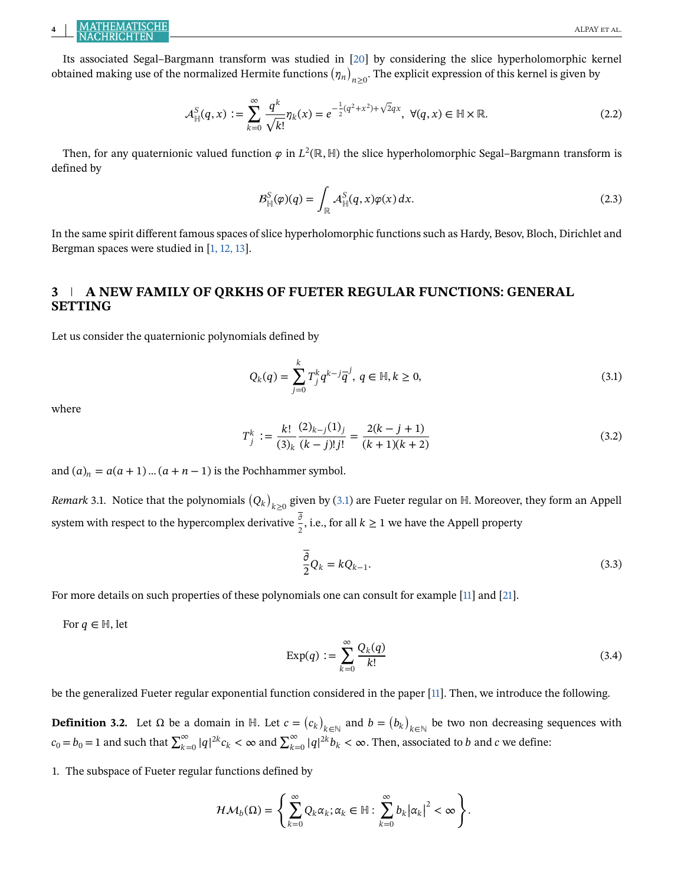Its associated Segal–Bargmann transform was studied in [20] by considering the slice hyperholomorphic kernel obtained making use of the normalized Hermite functions $(\eta_n)_{n\geq 0}$. The explicit expression of this kernel is given by

$$\mathcal{A}^S_{\mathbb{H}}(q,x) := \sum_{k=0}^{\infty} \frac{q^k}{\sqrt{k!}}\eta_k(x) = e^{-\frac{1}{2}(q^2+x^2)+\sqrt{2}qx}, \;\; \forall (q,x) \in \mathbb{H}\times\mathbb{R}. \tag{2.2}$$

Then, for any quaternionic valued function $\varphi$ in $L^2(\mathbb{R},\mathbb{H})$ the slice hyperholomorphic Segal–Bargmann transform is defined by

$$\mathcal{B}^S_{\mathbb{H}}(\varphi)(q) = \int_{\mathbb{R}} \mathcal{A}^S_{\mathbb{H}}(q,x)\varphi(x)\,dx. \tag{2.3}$$

In the same spirit different famous spaces of slice hyperholomorphic functions such as Hardy, Besov, Bloch, Dirichlet and Bergman spaces were studied in [1, 12, 13].

## 3 | A NEW FAMILY OF QRKHS OF FUETER REGULAR FUNCTIONS: GENERAL SETTING

Let us consider the quaternionic polynomials defined by

$$Q_k(q) = \sum_{j=0}^{k} T^k_j q^{k-j}\overline{q}^j,\; q\in\mathbb{H}, k\geq 0, \tag{3.1}$$

where

$$T^k_j := \frac{k!}{(3)_k}\frac{(2)_{k-j}(1)_j}{(k-j)!j!} = \frac{2(k-j+1)}{(k+1)(k+2)} \tag{3.2}$$

and $(a)_n = a(a+1)\dots(a+n-1)$ is the Pochhammer symbol.

*Remark* 3.1. Notice that the polynomials $(Q_k)_{k\geq 0}$ given by (3.1) are Fueter regular on $\mathbb{H}$. Moreover, they form an Appell system with respect to the hypercomplex derivative $\frac{\overline{\partial}}{2}$, i.e., for all $k\geq 1$ we have the Appell property

$$\frac{\overline{\partial}}{2}Q_k = kQ_{k-1}. \tag{3.3}$$

For more details on such properties of these polynomials one can consult for example [11] and [21].

For $q\in\mathbb{H}$, let

$$\text{Exp}(q) := \sum_{k=0}^{\infty}\frac{Q_k(q)}{k!} \tag{3.4}$$

be the generalized Fueter regular exponential function considered in the paper [11]. Then, we introduce the following.

**Definition 3.2.** Let $\Omega$ be a domain in $\mathbb{H}$. Let $c=(c_k)_{k\in\mathbb{N}}$ and $b=(b_k)_{k\in\mathbb{N}}$ be two non decreasing sequences with $c_0=b_0=1$ and such that $\sum_{k=0}^{\infty}|q|^{2k}c_k<\infty$ and $\sum_{k=0}^{\infty}|q|^{2k}b_k<\infty$. Then, associated to $b$ and $c$ we define:

1. The subspace of Fueter regular functions defined by

$$\mathcal{HM}_b(\Omega) = \left\{ \sum_{k=0}^{\infty} Q_k\alpha_k; \alpha_k\in\mathbb{H} : \sum_{k=0}^{\infty} b_k|\alpha_k|^2 < \infty \right\}.$$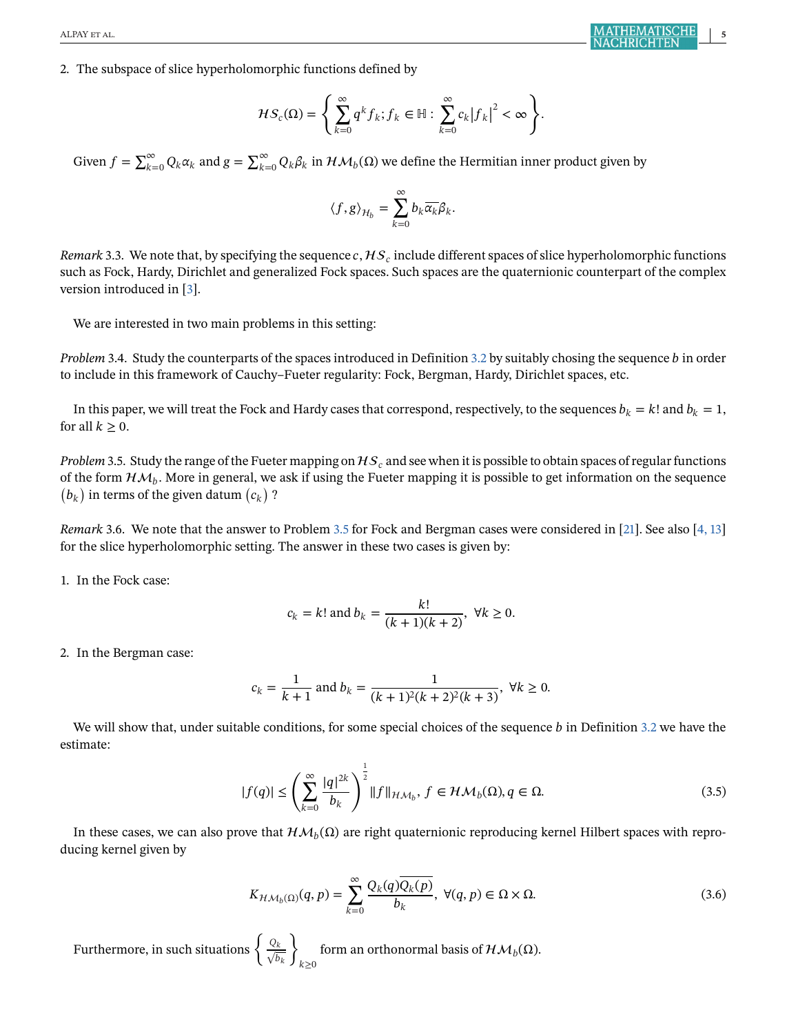2. The subspace of slice hyperholomorphic functions defined by

$$\mathcal{HS}_c(\Omega) = \left\{ \sum_{k=0}^{\infty} q^k f_k; f_k \in \mathbb{H} : \sum_{k=0}^{\infty} c_k |f_k|^2 < \infty \right\}.$$

Given $f = \sum_{k=0}^{\infty} Q_k \alpha_k$ and $g = \sum_{k=0}^{\infty} Q_k \beta_k$ in $\mathcal{HM}_b(\Omega)$ we define the Hermitian inner product given by

$$\langle f, g \rangle_{\mathcal{H}_b} = \sum_{k=0}^{\infty} b_k \overline{\alpha_k} \beta_k.$$

*Remark* 3.3. We note that, by specifying the sequence $c$, $\mathcal{HS}_c$ include different spaces of slice hyperholomorphic functions such as Fock, Hardy, Dirichlet and generalized Fock spaces. Such spaces are the quaternionic counterpart of the complex version introduced in [3].

We are interested in two main problems in this setting:

*Problem* 3.4. Study the counterparts of the spaces introduced in Definition 3.2 by suitably chosing the sequence $b$ in order to include in this framework of Cauchy–Fueter regularity: Fock, Bergman, Hardy, Dirichlet spaces, etc.

In this paper, we will treat the Fock and Hardy cases that correspond, respectively, to the sequences $b_k = k!$ and $b_k = 1$, for all $k \geq 0$.

*Problem* 3.5. Study the range of the Fueter mapping on $\mathcal{HS}_c$ and see when it is possible to obtain spaces of regular functions of the form $\mathcal{HM}_b$. More in general, we ask if using the Fueter mapping it is possible to get information on the sequence $(b_k)$ in terms of the given datum $(c_k)$ ?

*Remark* 3.6. We note that the answer to Problem 3.5 for Fock and Bergman cases were considered in [21]. See also [4, 13] for the slice hyperholomorphic setting. The answer in these two cases is given by:

1. In the Fock case:

$$c_k = k! \text{ and } b_k = \frac{k!}{(k+1)(k+2)}, \quad \forall k \geq 0.$$

2. In the Bergman case:

$$c_k = \frac{1}{k+1} \text{ and } b_k = \frac{1}{(k+1)^2(k+2)^2(k+3)}, \quad \forall k \geq 0.$$

We will show that, under suitable conditions, for some special choices of the sequence $b$ in Definition 3.2 we have the estimate:

$$|f(q)| \leq \left( \sum_{k=0}^{\infty} \frac{|q|^{2k}}{b_k} \right)^{\frac{1}{2}} \|f\|_{\mathcal{HM}_b}, \; f \in \mathcal{HM}_b(\Omega), q \in \Omega. \tag{3.5}$$

In these cases, we can also prove that $\mathcal{HM}_b(\Omega)$ are right quaternionic reproducing kernel Hilbert spaces with reproducing kernel given by

$$K_{\mathcal{HM}_b(\Omega)}(q, p) = \sum_{k=0}^{\infty} \frac{Q_k(q)\overline{Q_k(p)}}{b_k}, \quad \forall (q, p) \in \Omega \times \Omega. \tag{3.6}$$

Furthermore, in such situations $\left\{ \frac{Q_k}{\sqrt{b_k}} \right\}_{k \geq 0}$ form an orthonormal basis of $\mathcal{HM}_b(\Omega)$.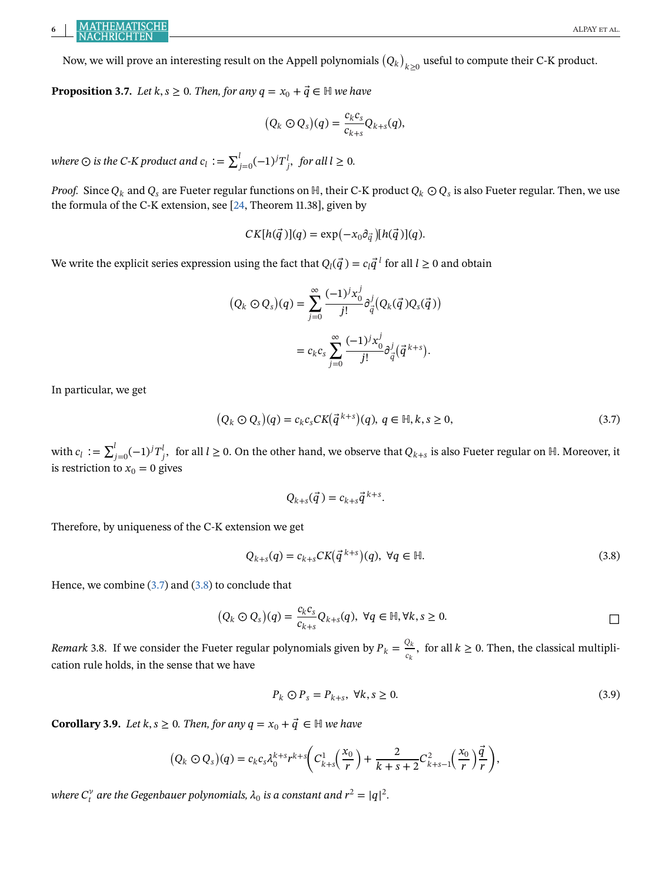Now, we will prove an interesting result on the Appell polynomials $(Q_k)_{k\geq 0}$ useful to compute their C-K product.

**Proposition 3.7.** *Let $k, s \geq 0$. Then, for any $q = x_0 + \vec{q} \in \mathbb{H}$ we have*

$$(Q_k \odot Q_s)(q) = \frac{c_k c_s}{c_{k+s}} Q_{k+s}(q),$$

*where $\odot$ is the C-K product and $c_l := \sum_{j=0}^{l} (-1)^j T_j^l$, for all $l \geq 0$.*

*Proof.* Since $Q_k$ and $Q_s$ are Fueter regular functions on $\mathbb{H}$, their C-K product $Q_k \odot Q_s$ is also Fueter regular. Then, we use the formula of the C-K extension, see [24, Theorem 11.38], given by

$$CK[h(\vec{q})](q) = \exp(-x_0 \partial_{\vec{q}})[h(\vec{q})](q).$$

We write the explicit series expression using the fact that $Q_l(\vec{q}) = c_l \vec{q}^{\,l}$ for all $l \geq 0$ and obtain

$$\begin{aligned}
(Q_k \odot Q_s)(q) &= \sum_{j=0}^{\infty} \frac{(-1)^j x_0^j}{j!} \partial_{\vec{q}}^j (Q_k(\vec{q}) Q_s(\vec{q})) \\
&= c_k c_s \sum_{j=0}^{\infty} \frac{(-1)^j x_0^j}{j!} \partial_{\vec{q}}^j (\vec{q}^{\,k+s}).
\end{aligned}$$

In particular, we get

$$(Q_k \odot Q_s)(q) = c_k c_s CK(\vec{q}^{\,k+s})(q), \quad q \in \mathbb{H}, k, s \geq 0, \tag{3.7}$$

with $c_l := \sum_{j=0}^{l} (-1)^j T_j^l$, for all $l \geq 0$. On the other hand, we observe that $Q_{k+s}$ is also Fueter regular on $\mathbb{H}$. Moreover, it is restriction to $x_0 = 0$ gives

$$Q_{k+s}(\vec{q}) = c_{k+s} \vec{q}^{\,k+s}.$$

Therefore, by uniqueness of the C-K extension we get

$$Q_{k+s}(q) = c_{k+s} CK(\vec{q}^{\,k+s})(q), \quad \forall q \in \mathbb{H}. \tag{3.8}$$

Hence, we combine (3.7) and (3.8) to conclude that

$$(Q_k \odot Q_s)(q) = \frac{c_k c_s}{c_{k+s}} Q_{k+s}(q), \quad \forall q \in \mathbb{H}, \forall k, s \geq 0.$$

□

*Remark* 3.8. If we consider the Fueter regular polynomials given by $P_k = \frac{Q_k}{c_k}$, for all $k \geq 0$. Then, the classical multiplication rule holds, in the sense that we have

$$P_k \odot P_s = P_{k+s}, \quad \forall k, s \geq 0. \tag{3.9}$$

**Corollary 3.9.** *Let $k, s \geq 0$. Then, for any $q = x_0 + \vec{q} \in \mathbb{H}$ we have*

$$(Q_k \odot Q_s)(q) = c_k c_s \lambda_0^{k+s} r^{k+s} \left( C_{k+s}^1\left(\frac{x_0}{r}\right) + \frac{2}{k+s+2} C_{k+s-1}^2\left(\frac{x_0}{r}\right) \frac{\vec{q}}{r} \right),$$

*where $C_l^\nu$ are the Gegenbauer polynomials, $\lambda_0$ is a constant and $r^2 = |q|^2$.*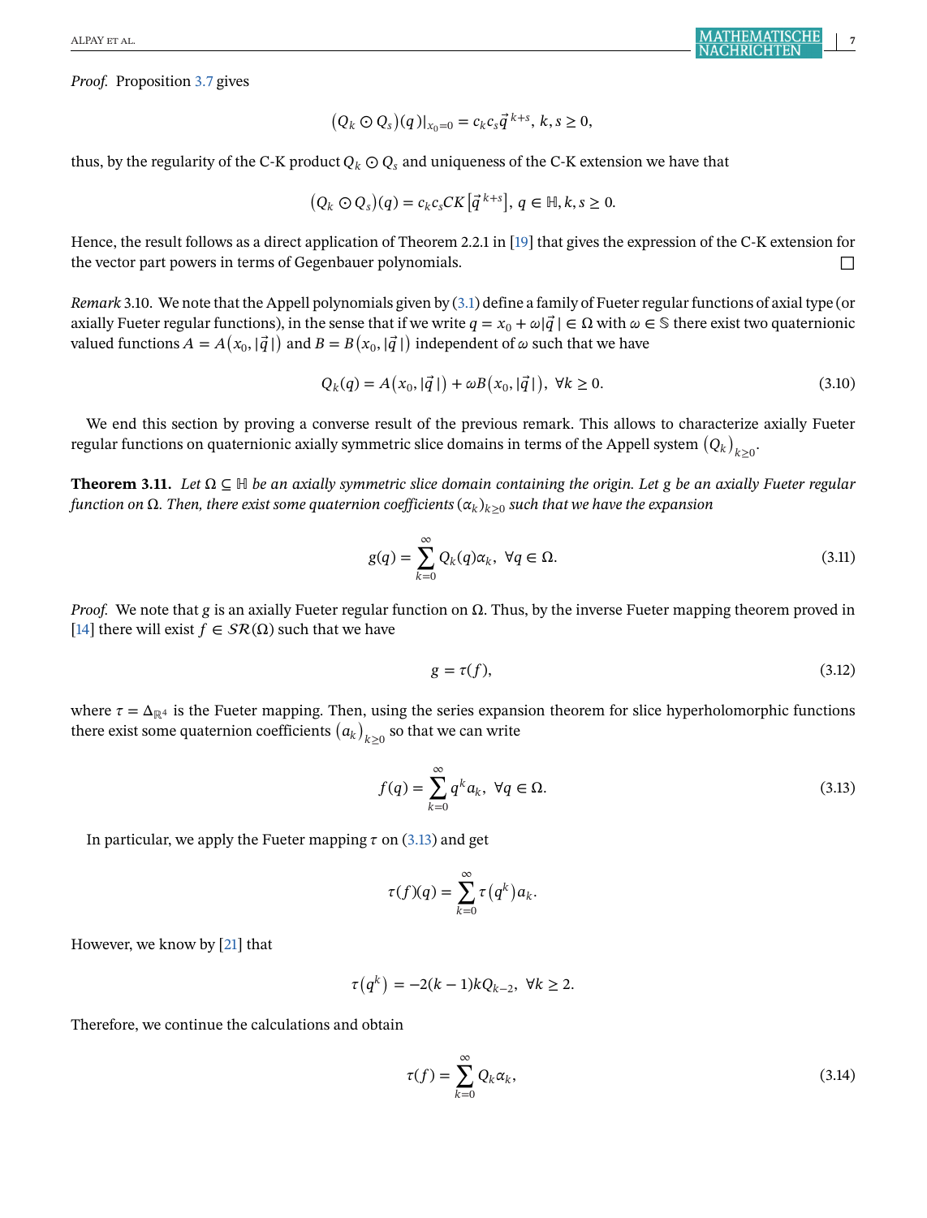*Proof.* Proposition 3.7 gives

$$(Q_k \odot Q_s)(q)|_{x_0=0} = c_k c_s \vec{q}^{\,k+s},\ k,s \geq 0,$$

thus, by the regularity of the C-K product $Q_k \odot Q_s$ and uniqueness of the C-K extension we have that

$$(Q_k \odot Q_s)(q) = c_k c_s CK\left[\vec{q}^{\,k+s}\right],\ q \in \mathbb{H}, k,s \geq 0.$$

Hence, the result follows as a direct application of Theorem 2.2.1 in [19] that gives the expression of the C-K extension for the vector part powers in terms of Gegenbauer polynomials. □

*Remark* 3.10. We note that the Appell polynomials given by (3.1) define a family of Fueter regular functions of axial type (or axially Fueter regular functions), in the sense that if we write $q = x_0 + \omega|\vec{q}\,| \in \Omega$ with $\omega \in \mathbb{S}$ there exist two quaternionic valued functions $A = A(x_0, |\vec{q}\,|)$ and $B = B(x_0, |\vec{q}\,|)$ independent of $\omega$ such that we have

$$Q_k(q) = A(x_0, |\vec{q}\,|) + \omega B(x_0, |\vec{q}\,|),\ \forall k \geq 0. \tag{3.10}$$

We end this section by proving a converse result of the previous remark. This allows to characterize axially Fueter regular functions on quaternionic axially symmetric slice domains in terms of the Appell system $(Q_k)_{k\geq 0}$.

**Theorem 3.11.** *Let $\Omega \subseteq \mathbb{H}$ be an axially symmetric slice domain containing the origin. Let $g$ be an axially Fueter regular function on $\Omega$. Then, there exist some quaternion coefficients $(\alpha_k)_{k\geq 0}$ such that we have the expansion*

$$g(q) = \sum_{k=0}^{\infty} Q_k(q)\alpha_k,\ \forall q \in \Omega. \tag{3.11}$$

*Proof.* We note that $g$ is an axially Fueter regular function on $\Omega$. Thus, by the inverse Fueter mapping theorem proved in [14] there will exist $f \in \mathcal{SR}(\Omega)$ such that we have

$$g = \tau(f), \tag{3.12}$$

where $\tau = \Delta_{\mathbb{R}^4}$ is the Fueter mapping. Then, using the series expansion theorem for slice hyperholomorphic functions there exist some quaternion coefficients $(a_k)_{k\geq 0}$ so that we can write

$$f(q) = \sum_{k=0}^{\infty} q^k a_k,\ \forall q \in \Omega. \tag{3.13}$$

In particular, we apply the Fueter mapping $\tau$ on (3.13) and get

$$\tau(f)(q) = \sum_{k=0}^{\infty} \tau\left(q^k\right) a_k.$$

However, we know by [21] that

$$\tau\left(q^k\right) = -2(k-1)kQ_{k-2},\ \forall k \geq 2.$$

Therefore, we continue the calculations and obtain

$$\tau(f) = \sum_{k=0}^{\infty} Q_k \alpha_k, \tag{3.14}$$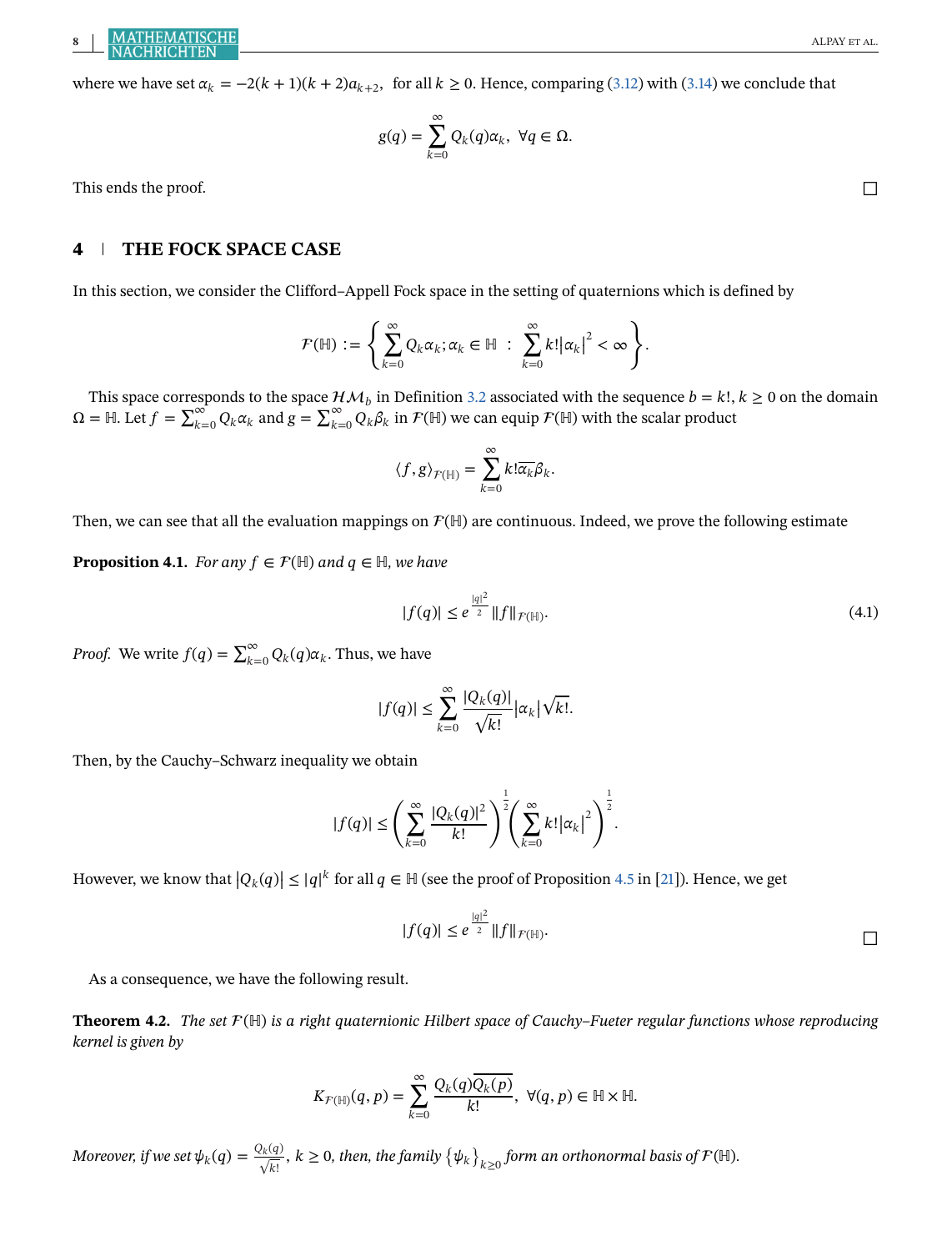where we have set $\alpha_k = -2(k+1)(k+2)a_{k+2}$, for all $k \geq 0$. Hence, comparing (3.12) with (3.14) we conclude that

$$g(q) = \sum_{k=0}^{\infty} Q_k(q)\alpha_k, \ \ \forall q \in \Omega.$$

This ends the proof. □

## 4 THE FOCK SPACE CASE

In this section, we consider the Clifford–Appell Fock space in the setting of quaternions which is defined by

$$\mathcal{F}(\mathbb{H}) := \left\{ \sum_{k=0}^{\infty} Q_k\alpha_k; \alpha_k \in \mathbb{H} \ : \ \sum_{k=0}^{\infty} k!|\alpha_k|^2 < \infty \right\}.$$

This space corresponds to the space $\mathcal{HM}_b$ in Definition 3.2 associated with the sequence $b = k!$, $k \geq 0$ on the domain $\Omega = \mathbb{H}$. Let $f = \sum_{k=0}^{\infty} Q_k\alpha_k$ and $g = \sum_{k=0}^{\infty} Q_k\beta_k$ in $\mathcal{F}(\mathbb{H})$ we can equip $\mathcal{F}(\mathbb{H})$ with the scalar product

$$\langle f, g\rangle_{\mathcal{F}(\mathbb{H})} = \sum_{k=0}^{\infty} k!\overline{\alpha_k}\beta_k.$$

Then, we can see that all the evaluation mappings on $\mathcal{F}(\mathbb{H})$ are continuous. Indeed, we prove the following estimate

**Proposition 4.1.** *For any $f \in \mathcal{F}(\mathbb{H})$ and $q \in \mathbb{H}$, we have*

$$|f(q)| \leq e^{\frac{|q|^2}{2}} \|f\|_{\mathcal{F}(\mathbb{H})}. \tag{4.1}$$

*Proof.* We write $f(q) = \sum_{k=0}^{\infty} Q_k(q)\alpha_k$. Thus, we have

$$|f(q)| \leq \sum_{k=0}^{\infty} \frac{|Q_k(q)|}{\sqrt{k!}}|\alpha_k|\sqrt{k!}.$$

Then, by the Cauchy–Schwarz inequality we obtain

$$|f(q)| \leq \left(\sum_{k=0}^{\infty} \frac{|Q_k(q)|^2}{k!}\right)^{\frac{1}{2}} \left(\sum_{k=0}^{\infty} k!|\alpha_k|^2\right)^{\frac{1}{2}}.$$

However, we know that $|Q_k(q)| \leq |q|^k$ for all $q \in \mathbb{H}$ (see the proof of Proposition 4.5 in [21]). Hence, we get

$$|f(q)| \leq e^{\frac{|q|^2}{2}} \|f\|_{\mathcal{F}(\mathbb{H})}.$$

□

As a consequence, we have the following result.

**Theorem 4.2.** *The set $\mathcal{F}(\mathbb{H})$ is a right quaternionic Hilbert space of Cauchy–Fueter regular functions whose reproducing kernel is given by*

$$K_{\mathcal{F}(\mathbb{H})}(q, p) = \sum_{k=0}^{\infty} \frac{Q_k(q)\overline{Q_k(p)}}{k!}, \ \ \forall (q, p) \in \mathbb{H} \times \mathbb{H}.$$

*Moreover, if we set $\psi_k(q) = \frac{Q_k(q)}{\sqrt{k!}}$, $k \geq 0$, then, the family $\{\psi_k\}_{k\geq 0}$ form an orthonormal basis of $\mathcal{F}(\mathbb{H})$.*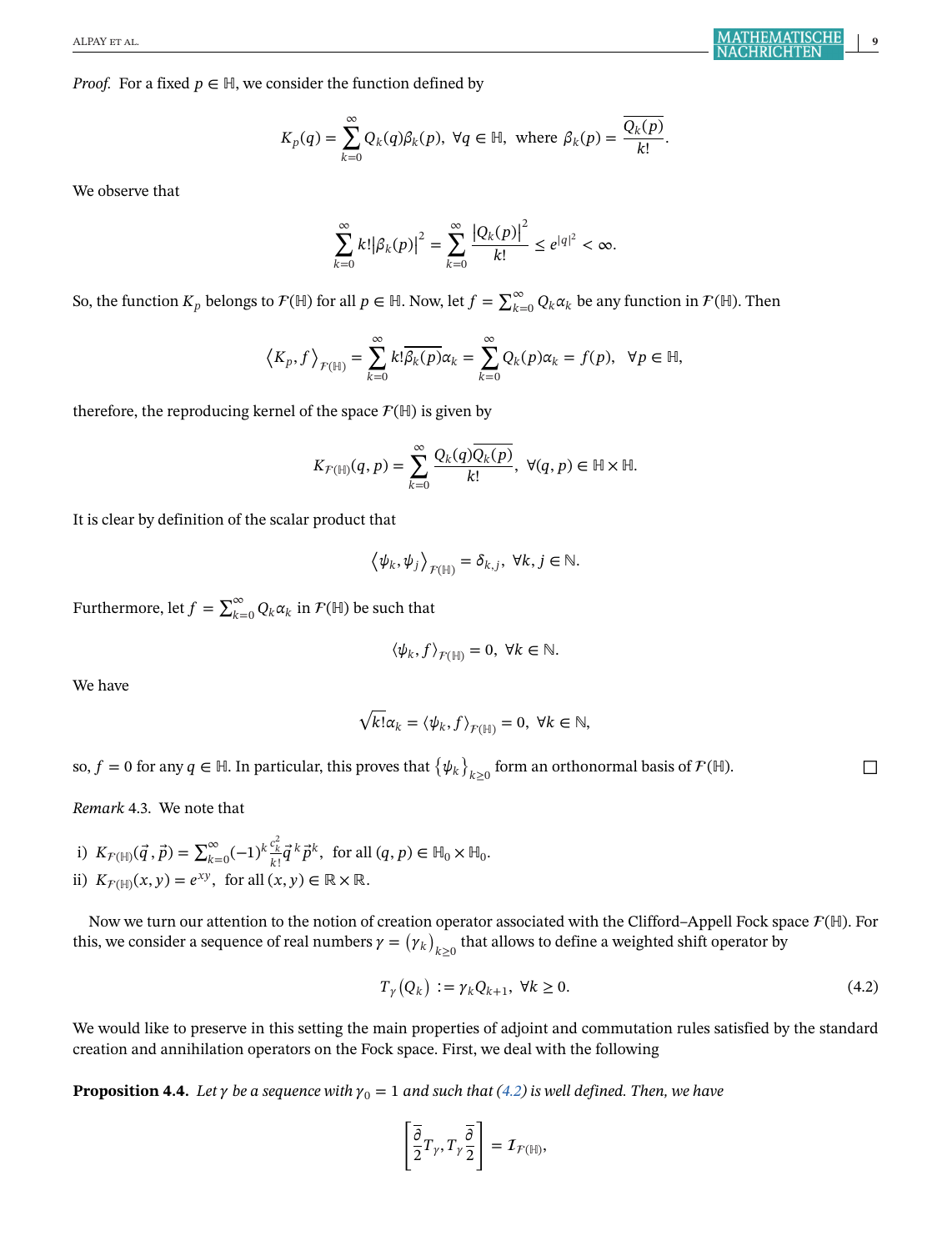*Proof.* For a fixed $p \in \mathbb{H}$, we consider the function defined by

$$K_p(q) = \sum_{k=0}^{\infty} Q_k(q)\beta_k(p), \ \forall q \in \mathbb{H}, \ \text{where } \beta_k(p) = \frac{\overline{Q_k(p)}}{k!}.$$

We observe that

$$\sum_{k=0}^{\infty} k!\left|\beta_k(p)\right|^2 = \sum_{k=0}^{\infty} \frac{\left|Q_k(p)\right|^2}{k!} \leq e^{|q|^2} < \infty.$$

So, the function $K_p$ belongs to $\mathcal{F}(\mathbb{H})$ for all $p \in \mathbb{H}$. Now, let $f = \sum_{k=0}^{\infty} Q_k \alpha_k$ be any function in $\mathcal{F}(\mathbb{H})$. Then

$$\left\langle K_p, f\right\rangle_{\mathcal{F}(\mathbb{H})} = \sum_{k=0}^{\infty} k!\overline{\beta_k(p)}\alpha_k = \sum_{k=0}^{\infty} Q_k(p)\alpha_k = f(p), \quad \forall p \in \mathbb{H},$$

therefore, the reproducing kernel of the space $\mathcal{F}(\mathbb{H})$ is given by

$$K_{\mathcal{F}(\mathbb{H})}(q,p) = \sum_{k=0}^{\infty} \frac{Q_k(q)\overline{Q_k(p)}}{k!}, \ \forall (q,p) \in \mathbb{H}\times\mathbb{H}.$$

It is clear by definition of the scalar product that

$$\left\langle \psi_k, \psi_j\right\rangle_{\mathcal{F}(\mathbb{H})} = \delta_{k,j}, \ \forall k,j \in \mathbb{N}.$$

Furthermore, let $f = \sum_{k=0}^{\infty} Q_k \alpha_k$ in $\mathcal{F}(\mathbb{H})$ be such that

$$\langle \psi_k, f\rangle_{\mathcal{F}(\mathbb{H})} = 0, \ \forall k \in \mathbb{N}.$$

We have

$$\sqrt{k!}\alpha_k = \langle \psi_k, f\rangle_{\mathcal{F}(\mathbb{H})} = 0, \ \forall k \in \mathbb{N},$$

so, $f = 0$ for any $q \in \mathbb{H}$. In particular, this proves that $\left\{\psi_k\right\}_{k\geq 0}$ form an orthonormal basis of $\mathcal{F}(\mathbb{H})$. □

*Remark* 4.3. We note that

i) $K_{\mathcal{F}(\mathbb{H})}(\vec{q},\vec{p}) = \sum_{k=0}^{\infty}(-1)^k \frac{c_k^2}{k!}\vec{q}^{\,k}\vec{p}^{\,k}$, for all $(q,p) \in \mathbb{H}_0 \times \mathbb{H}_0$.
ii) $K_{\mathcal{F}(\mathbb{H})}(x,y) = e^{xy}$, for all $(x,y) \in \mathbb{R}\times\mathbb{R}$.

Now we turn our attention to the notion of creation operator associated with the Clifford–Appell Fock space $\mathcal{F}(\mathbb{H})$. For this, we consider a sequence of real numbers $\gamma = \left(\gamma_k\right)_{k\geq 0}$ that allows to define a weighted shift operator by

$$T_\gamma\left(Q_k\right) := \gamma_k Q_{k+1}, \ \forall k \geq 0. \tag{4.2}$$

We would like to preserve in this setting the main properties of adjoint and commutation rules satisfied by the standard creation and annihilation operators on the Fock space. First, we deal with the following

**Proposition 4.4.** *Let $\gamma$ be a sequence with $\gamma_0 = 1$ and such that (4.2) is well defined. Then, we have*

$$\left[\frac{\overline{\partial}}{2}T_\gamma, T_\gamma\frac{\overline{\partial}}{2}\right] = \mathcal{I}_{\mathcal{F}(\mathbb{H})},$$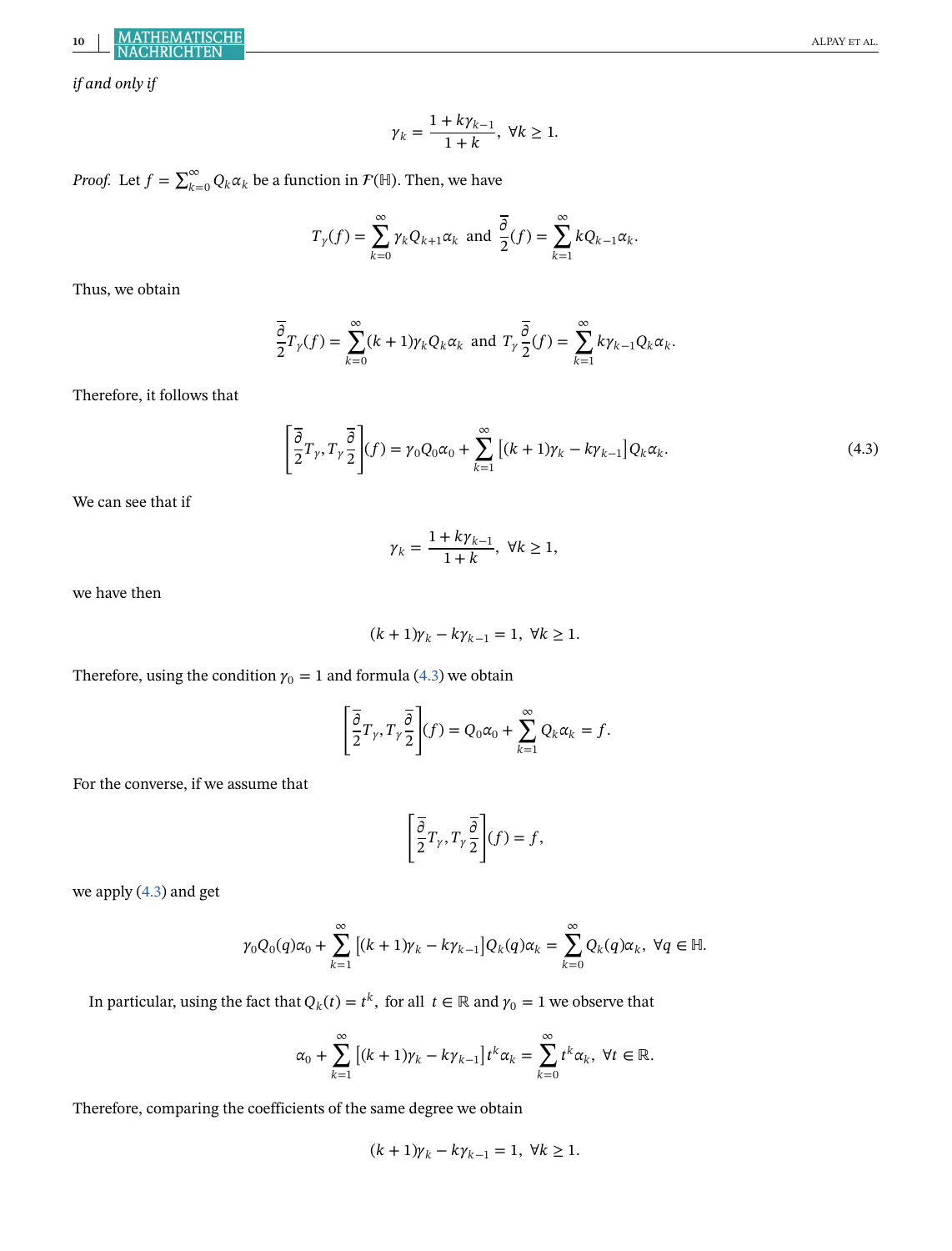*if and only if*

$$\gamma_k = \frac{1 + k\gamma_{k-1}}{1+k}, \ \forall k \geq 1.$$

*Proof.* Let $f = \sum_{k=0}^{\infty} Q_k \alpha_k$ be a function in $\mathcal{F}(\mathbb{H})$. Then, we have

$$T_\gamma(f) = \sum_{k=0}^{\infty} \gamma_k Q_{k+1} \alpha_k \ \text{ and } \ \frac{\overline{\partial}}{2}(f) = \sum_{k=1}^{\infty} k Q_{k-1} \alpha_k.$$

Thus, we obtain

$$\frac{\overline{\partial}}{2} T_\gamma(f) = \sum_{k=0}^{\infty} (k+1)\gamma_k Q_k \alpha_k \ \text{ and } \ T_\gamma \frac{\overline{\partial}}{2}(f) = \sum_{k=1}^{\infty} k\gamma_{k-1} Q_k \alpha_k.$$

Therefore, it follows that

$$\left[\frac{\overline{\partial}}{2} T_\gamma, T_\gamma \frac{\overline{\partial}}{2}\right](f) = \gamma_0 Q_0 \alpha_0 + \sum_{k=1}^{\infty} \left[(k+1)\gamma_k - k\gamma_{k-1}\right] Q_k \alpha_k. \tag{4.3}$$

We can see that if

$$\gamma_k = \frac{1 + k\gamma_{k-1}}{1+k}, \ \forall k \geq 1,$$

we have then

$$(k+1)\gamma_k - k\gamma_{k-1} = 1, \ \forall k \geq 1.$$

Therefore, using the condition $\gamma_0 = 1$ and formula (4.3) we obtain

$$\left[\frac{\overline{\partial}}{2} T_\gamma, T_\gamma \frac{\overline{\partial}}{2}\right](f) = Q_0 \alpha_0 + \sum_{k=1}^{\infty} Q_k \alpha_k = f.$$

For the converse, if we assume that

$$\left[\frac{\overline{\partial}}{2} T_\gamma, T_\gamma \frac{\overline{\partial}}{2}\right](f) = f,$$

we apply (4.3) and get

$$\gamma_0 Q_0(q)\alpha_0 + \sum_{k=1}^{\infty} \left[(k+1)\gamma_k - k\gamma_{k-1}\right] Q_k(q)\alpha_k = \sum_{k=0}^{\infty} Q_k(q)\alpha_k, \ \forall q \in \mathbb{H}.$$

In particular, using the fact that $Q_k(t) = t^k$, for all $t \in \mathbb{R}$ and $\gamma_0 = 1$ we observe that

$$\alpha_0 + \sum_{k=1}^{\infty} \left[(k+1)\gamma_k - k\gamma_{k-1}\right] t^k \alpha_k = \sum_{k=0}^{\infty} t^k \alpha_k, \ \forall t \in \mathbb{R}.$$

Therefore, comparing the coefficients of the same degree we obtain

$$(k+1)\gamma_k - k\gamma_{k-1} = 1, \ \forall k \geq 1.$$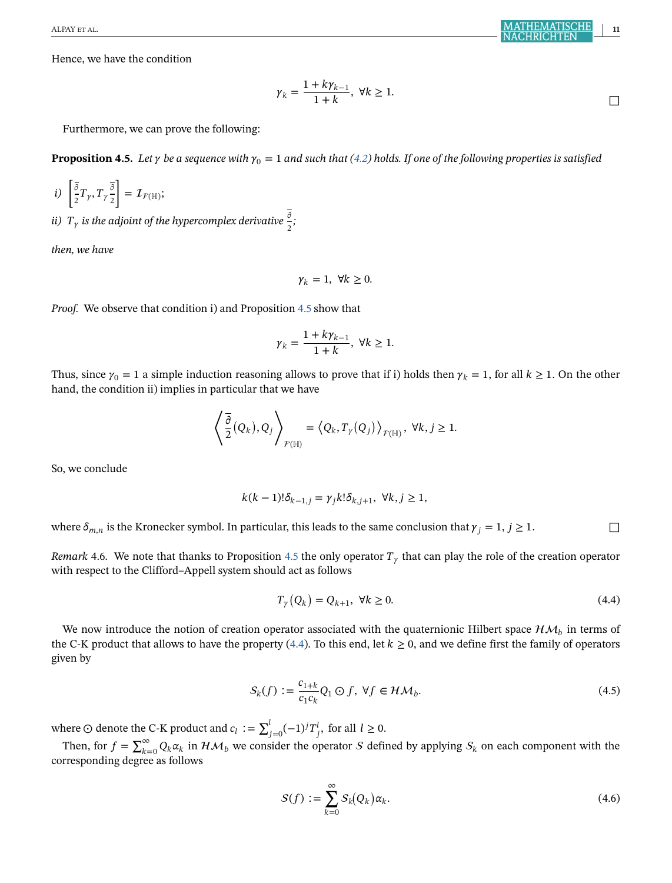Hence, we have the condition

$$\gamma_k = \frac{1 + k\gamma_{k-1}}{1+k}, \ \forall k \geq 1.$$

□

Furthermore, we can prove the following:

**Proposition 4.5.** *Let $\gamma$ be a sequence with $\gamma_0 = 1$ and such that (4.2) holds. If one of the following properties is satisfied*

*i)* $\left[\frac{\overline{\partial}}{2} T_\gamma, T_\gamma \frac{\overline{\partial}}{2}\right] = \mathcal{I}_{\mathcal{F}(\mathbb{H})}$;

*ii)* $T_\gamma$ *is the adjoint of the hypercomplex derivative* $\frac{\overline{\partial}}{2}$;

*then, we have*

$$\gamma_k = 1, \ \forall k \geq 0.$$

*Proof.* We observe that condition i) and Proposition 4.5 show that

$$\gamma_k = \frac{1 + k\gamma_{k-1}}{1+k}, \ \forall k \geq 1.$$

Thus, since $\gamma_0 = 1$ a simple induction reasoning allows to prove that if i) holds then $\gamma_k = 1$, for all $k \geq 1$. On the other hand, the condition ii) implies in particular that we have

$$\left\langle \frac{\overline{\partial}}{2}(Q_k), Q_j \right\rangle_{\mathcal{F}(\mathbb{H})} = \left\langle Q_k, T_\gamma(Q_j) \right\rangle_{\mathcal{F}(\mathbb{H})}, \ \forall k, j \geq 1.$$

So, we conclude

$$k(k-1)!\delta_{k-1,j} = \gamma_j k! \delta_{k,j+1}, \ \forall k, j \geq 1,$$

where $\delta_{m,n}$ is the Kronecker symbol. In particular, this leads to the same conclusion that $\gamma_j = 1$, $j \geq 1$. □

*Remark* 4.6. We note that thanks to Proposition 4.5 the only operator $T_\gamma$ that can play the role of the creation operator with respect to the Clifford–Appell system should act as follows

$$T_\gamma(Q_k) = Q_{k+1}, \ \forall k \geq 0. \tag{4.4}$$

We now introduce the notion of creation operator associated with the quaternionic Hilbert space $\mathcal{HM}_b$ in terms of the C-K product that allows to have the property (4.4). To this end, let $k \geq 0$, and we define first the family of operators given by

$$\mathcal{S}_k(f) := \frac{c_{1+k}}{c_1 c_k} Q_1 \odot f, \ \forall f \in \mathcal{HM}_b. \tag{4.5}$$

where $\odot$ denote the C-K product and $c_l := \sum_{j=0}^{l} (-1)^j T_j^l$, for all $l \geq 0$.

Then, for $f = \sum_{k=0}^{\infty} Q_k \alpha_k$ in $\mathcal{HM}_b$ we consider the operator $\mathcal{S}$ defined by applying $\mathcal{S}_k$ on each component with the corresponding degree as follows

$$\mathcal{S}(f) := \sum_{k=0}^{\infty} \mathcal{S}_k(Q_k)\alpha_k. \tag{4.6}$$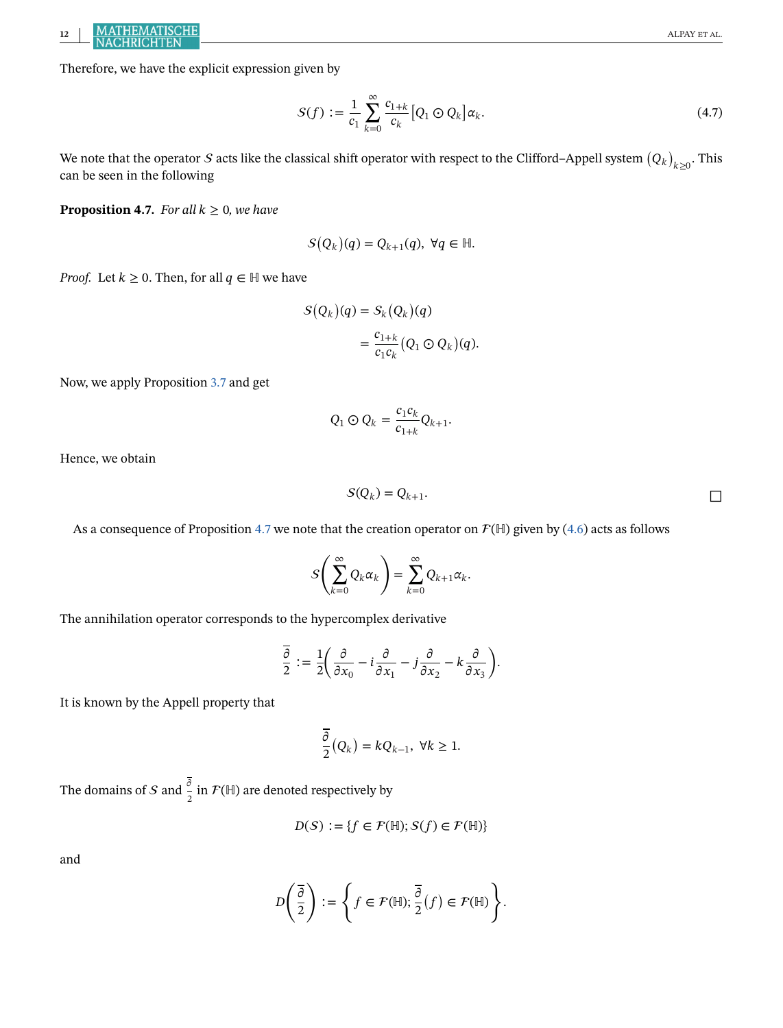Therefore, we have the explicit expression given by

$$\mathcal{S}(f) := \frac{1}{c_1} \sum_{k=0}^{\infty} \frac{c_{1+k}}{c_k} \left[ Q_1 \odot Q_k \right] \alpha_k. \tag{4.7}$$

We note that the operator $\mathcal{S}$ acts like the classical shift operator with respect to the Clifford–Appell system $(Q_k)_{k\geq 0}$. This can be seen in the following

**Proposition 4.7.** *For all $k \geq 0$, we have*

$$\mathcal{S}(Q_k)(q) = Q_{k+1}(q), \ \forall q \in \mathbb{H}.$$

*Proof.* Let $k \geq 0$. Then, for all $q \in \mathbb{H}$ we have

$$\begin{aligned} \mathcal{S}(Q_k)(q) &= \mathcal{S}_k(Q_k)(q) \\ &= \frac{c_{1+k}}{c_1 c_k} (Q_1 \odot Q_k)(q). \end{aligned}$$

Now, we apply Proposition 3.7 and get

$$Q_1 \odot Q_k = \frac{c_1 c_k}{c_{1+k}} Q_{k+1}.$$

Hence, we obtain

$$\mathcal{S}(Q_k) = Q_{k+1}.$$

□

As a consequence of Proposition 4.7 we note that the creation operator on $\mathcal{F}(\mathbb{H})$ given by (4.6) acts as follows

$$\mathcal{S}\left( \sum_{k=0}^{\infty} Q_k \alpha_k \right) = \sum_{k=0}^{\infty} Q_{k+1} \alpha_k.$$

The annihilation operator corresponds to the hypercomplex derivative

$$\frac{\overline{\partial}}{2} := \frac{1}{2}\left( \frac{\partial}{\partial x_0} - i \frac{\partial}{\partial x_1} - j \frac{\partial}{\partial x_2} - k \frac{\partial}{\partial x_3} \right).$$

It is known by the Appell property that

$$\frac{\overline{\partial}}{2}(Q_k) = k Q_{k-1}, \ \forall k \geq 1.$$

The domains of $\mathcal{S}$ and $\frac{\overline{\partial}}{2}$ in $\mathcal{F}(\mathbb{H})$ are denoted respectively by

$$D(\mathcal{S}) := \{ f \in \mathcal{F}(\mathbb{H}); \mathcal{S}(f) \in \mathcal{F}(\mathbb{H}) \}$$

and

$$D\left( \frac{\overline{\partial}}{2} \right) := \left\{ f \in \mathcal{F}(\mathbb{H}); \frac{\overline{\partial}}{2}(f) \in \mathcal{F}(\mathbb{H}) \right\}.$$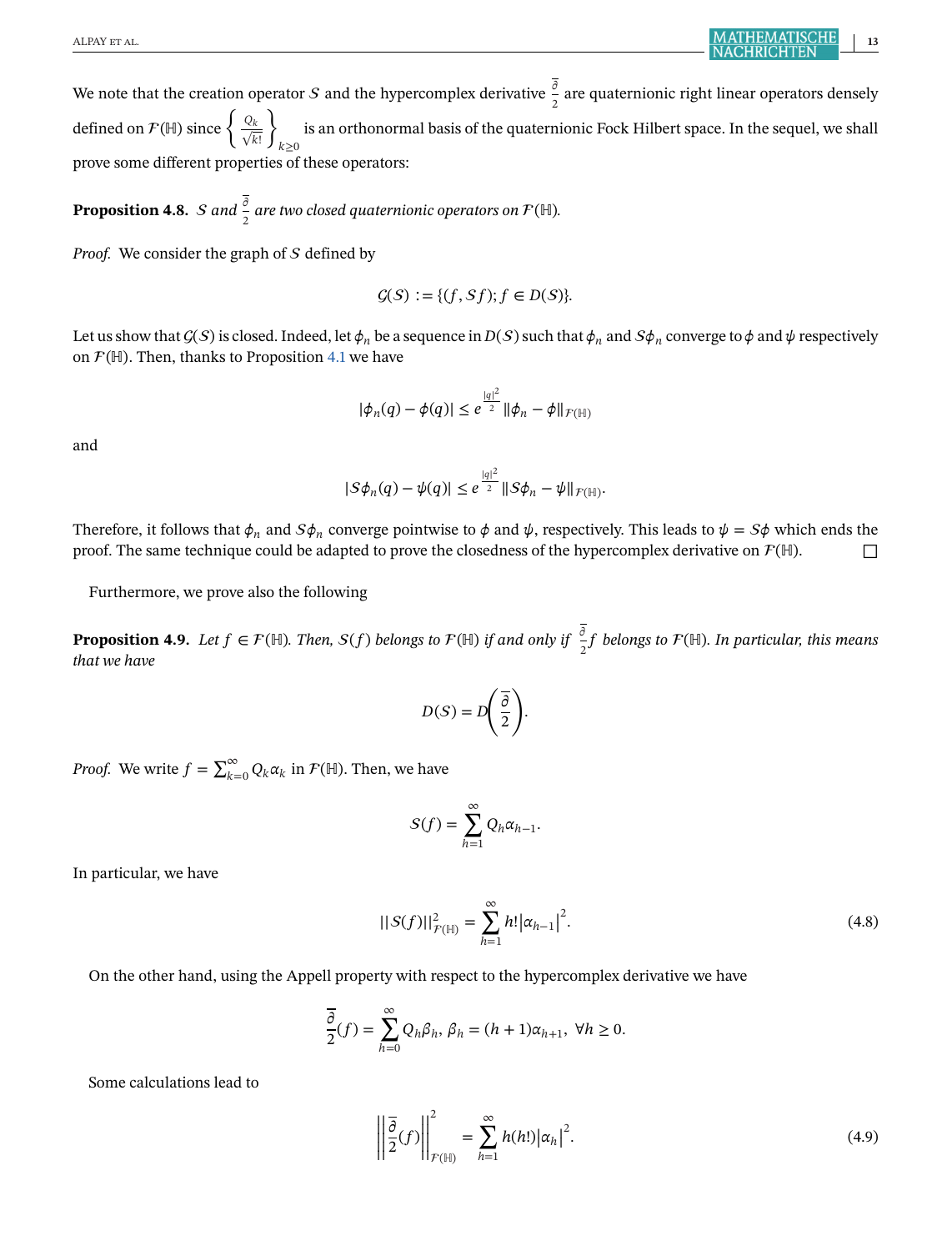We note that the creation operator $\mathcal{S}$ and the hypercomplex derivative $\frac{\overline{\partial}}{2}$ are quaternionic right linear operators densely defined on $\mathcal{F}(\mathbb{H})$ since $\left\{ \frac{Q_k}{\sqrt{k!}} \right\}_{k\geq 0}$ is an orthonormal basis of the quaternionic Fock Hilbert space. In the sequel, we shall prove some different properties of these operators:

**Proposition 4.8.** *$\mathcal{S}$ and $\frac{\overline{\partial}}{2}$ are two closed quaternionic operators on $\mathcal{F}(\mathbb{H})$.*

*Proof.* We consider the graph of $\mathcal{S}$ defined by

$$\mathcal{G}(\mathcal{S}) := \{(f, \mathcal{S}f); f \in D(\mathcal{S})\}.$$

Let us show that $\mathcal{G}(\mathcal{S})$ is closed. Indeed, let $\phi_n$ be a sequence in $D(\mathcal{S})$ such that $\phi_n$ and $\mathcal{S}\phi_n$ converge to $\phi$ and $\psi$ respectively on $\mathcal{F}(\mathbb{H})$. Then, thanks to Proposition 4.1 we have

$$|\phi_n(q) - \phi(q)| \leq e^{\frac{|q|^2}{2}} \|\phi_n - \phi\|_{\mathcal{F}(\mathbb{H})}$$

and

$$|\mathcal{S}\phi_n(q) - \psi(q)| \leq e^{\frac{|q|^2}{2}} \|\mathcal{S}\phi_n - \psi\|_{\mathcal{F}(\mathbb{H})}.$$

Therefore, it follows that $\phi_n$ and $\mathcal{S}\phi_n$ converge pointwise to $\phi$ and $\psi$, respectively. This leads to $\psi = \mathcal{S}\phi$ which ends the proof. The same technique could be adapted to prove the closedness of the hypercomplex derivative on $\mathcal{F}(\mathbb{H})$. □

Furthermore, we prove also the following

**Proposition 4.9.** *Let $f \in \mathcal{F}(\mathbb{H})$. Then, $\mathcal{S}(f)$ belongs to $\mathcal{F}(\mathbb{H})$ if and only if $\frac{\overline{\partial}}{2}f$ belongs to $\mathcal{F}(\mathbb{H})$. In particular, this means that we have*

$$D(\mathcal{S}) = D\left(\frac{\overline{\partial}}{2}\right).$$

*Proof.* We write $f = \sum_{k=0}^{\infty} Q_k \alpha_k$ in $\mathcal{F}(\mathbb{H})$. Then, we have

$$\mathcal{S}(f) = \sum_{h=1}^{\infty} Q_h \alpha_{h-1}.$$

In particular, we have

$$||\mathcal{S}(f)||^2_{\mathcal{F}(\mathbb{H})} = \sum_{h=1}^{\infty} h! \left|\alpha_{h-1}\right|^2. \tag{4.8}$$

On the other hand, using the Appell property with respect to the hypercomplex derivative we have

$$\frac{\overline{\partial}}{2}(f) = \sum_{h=0}^{\infty} Q_h \beta_h,\ \beta_h = (h+1)\alpha_{h+1},\ \forall h \geq 0.$$

Some calculations lead to

$$\left\| \frac{\overline{\partial}}{2}(f) \right\|^2_{\mathcal{F}(\mathbb{H})} = \sum_{h=1}^{\infty} h(h!) \left|\alpha_h\right|^2. \tag{4.9}$$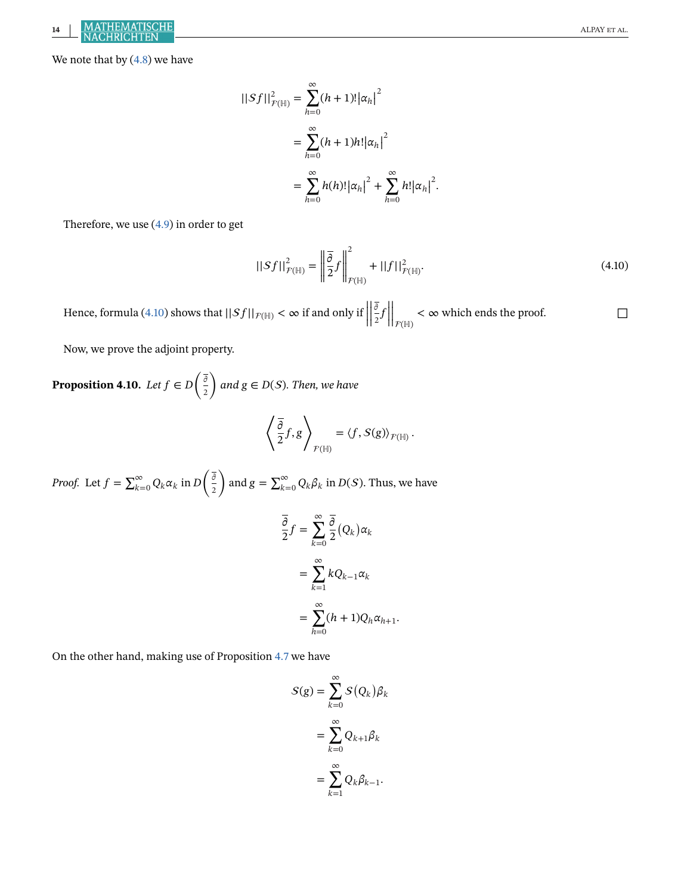We note that by (4.8) we have

$$
\begin{aligned}
||\mathcal{S}f||^2_{\mathcal{F}(\mathbb{H})} &= \sum_{h=0}^{\infty}(h+1)!\left|\alpha_h\right|^2 \\
&= \sum_{h=0}^{\infty}(h+1)h!\left|\alpha_h\right|^2 \\
&= \sum_{h=0}^{\infty}h(h)!\left|\alpha_h\right|^2 + \sum_{h=0}^{\infty}h!\left|\alpha_h\right|^2.
\end{aligned}
$$

Therefore, we use (4.9) in order to get

$$
||\mathcal{S}f||^2_{\mathcal{F}(\mathbb{H})} = \left\|\frac{\overline{\partial}}{2}f\right\|^2_{\mathcal{F}(\mathbb{H})} + ||f||^2_{\mathcal{F}(\mathbb{H})}. \tag{4.10}
$$

Hence, formula (4.10) shows that $||\mathcal{S}f||_{\mathcal{F}(\mathbb{H})} < \infty$ if and only if $\left\|\frac{\overline{\partial}}{2}f\right\|_{\mathcal{F}(\mathbb{H})} < \infty$ which ends the proof. $\square$

Now, we prove the adjoint property.

**Proposition 4.10.** *Let $f \in D\left(\frac{\overline{\partial}}{2}\right)$ and $g \in D(\mathcal{S})$. Then, we have*

$$
\left\langle \frac{\overline{\partial}}{2}f, g \right\rangle_{\mathcal{F}(\mathbb{H})} = \langle f, \mathcal{S}(g)\rangle_{\mathcal{F}(\mathbb{H})}.
$$

*Proof.* Let $f = \sum_{k=0}^{\infty} Q_k\alpha_k$ in $D\left(\frac{\overline{\partial}}{2}\right)$ and $g = \sum_{k=0}^{\infty} Q_k\beta_k$ in $D(\mathcal{S})$. Thus, we have

$$
\begin{aligned}
\frac{\overline{\partial}}{2}f &= \sum_{k=0}^{\infty}\frac{\overline{\partial}}{2}(Q_k)\alpha_k \\
&= \sum_{k=1}^{\infty}kQ_{k-1}\alpha_k \\
&= \sum_{h=0}^{\infty}(h+1)Q_h\alpha_{h+1}.
\end{aligned}
$$

On the other hand, making use of Proposition 4.7 we have

$$
\begin{aligned}
\mathcal{S}(g) &= \sum_{k=0}^{\infty}\mathcal{S}(Q_k)\beta_k \\
&= \sum_{k=0}^{\infty}Q_{k+1}\beta_k \\
&= \sum_{k=1}^{\infty}Q_k\beta_{k-1}.
\end{aligned}
$$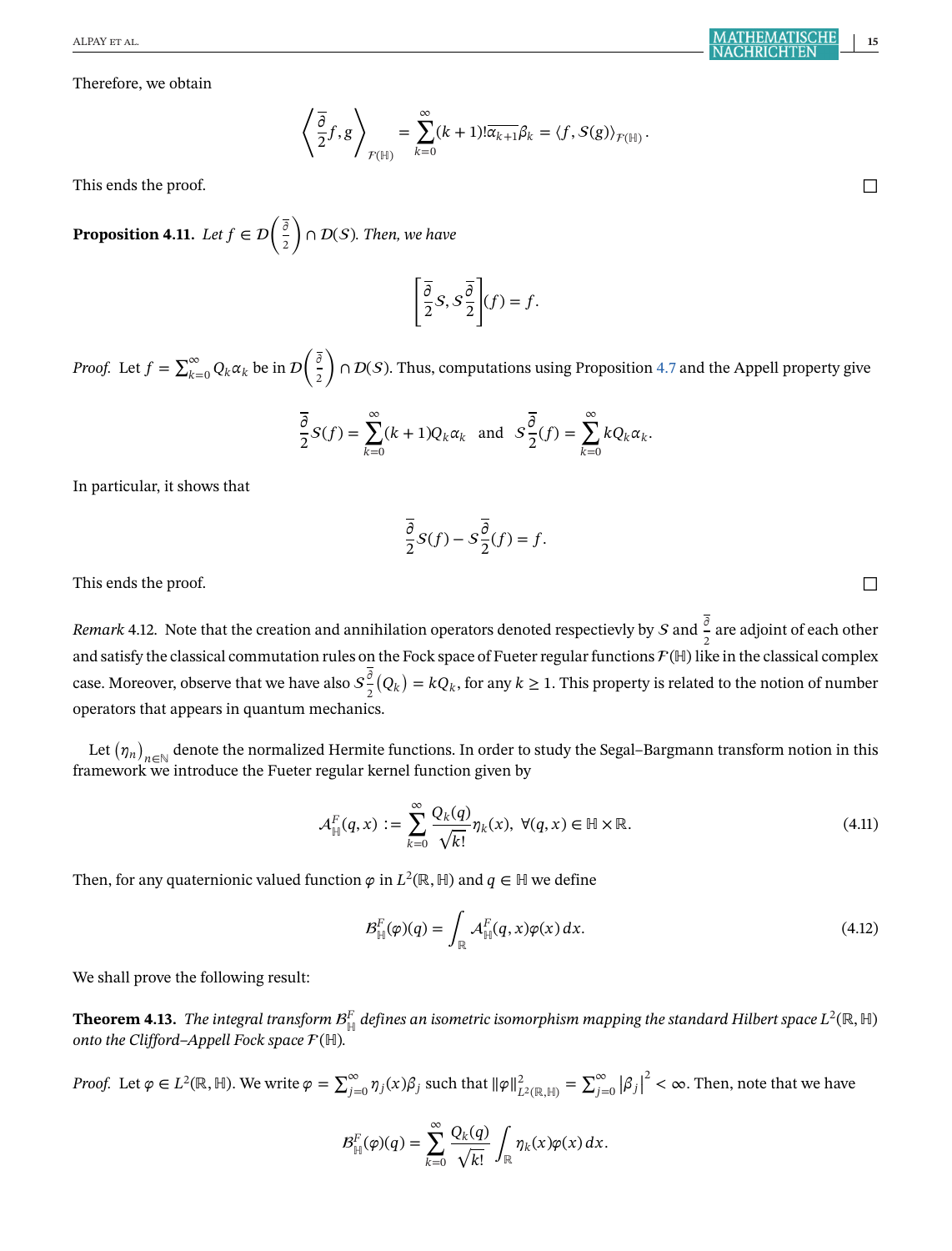Therefore, we obtain

$$\left\langle \frac{\overline{\partial}}{2} f, g \right\rangle_{\mathcal{F}(\mathbb{H})} = \sum_{k=0}^{\infty} (k+1)! \overline{\alpha_{k+1}} \beta_k = \langle f, \mathcal{S}(g) \rangle_{\mathcal{F}(\mathbb{H})}.$$

This ends the proof. ☐

**Proposition 4.11.** *Let $f \in \mathcal{D}\left(\frac{\overline{\partial}}{2}\right) \cap \mathcal{D}(\mathcal{S})$. Then, we have*

$$\left[\frac{\overline{\partial}}{2}\mathcal{S}, \mathcal{S}\frac{\overline{\partial}}{2}\right](f) = f.$$

*Proof.* Let $f = \sum_{k=0}^{\infty} Q_k \alpha_k$ be in $\mathcal{D}\left(\frac{\overline{\partial}}{2}\right) \cap \mathcal{D}(\mathcal{S})$. Thus, computations using Proposition 4.7 and the Appell property give

$$\frac{\overline{\partial}}{2}\mathcal{S}(f) = \sum_{k=0}^{\infty} (k+1) Q_k \alpha_k \quad \text{and} \quad \mathcal{S}\frac{\overline{\partial}}{2}(f) = \sum_{k=0}^{\infty} k Q_k \alpha_k.$$

In particular, it shows that

$$\frac{\overline{\partial}}{2}\mathcal{S}(f) - \mathcal{S}\frac{\overline{\partial}}{2}(f) = f.$$

This ends the proof. ☐

*Remark* 4.12. Note that the creation and annihilation operators denoted respectievly by $\mathcal{S}$ and $\frac{\overline{\partial}}{2}$ are adjoint of each other and satisfy the classical commutation rules on the Fock space of Fueter regular functions $\mathcal{F}(\mathbb{H})$ like in the classical complex case. Moreover, observe that we have also $\mathcal{S}\frac{\overline{\partial}}{2}(Q_k) = kQ_k$, for any $k \geq 1$. This property is related to the notion of number operators that appears in quantum mechanics.

Let $(\eta_n)_{n \in \mathbb{N}}$ denote the normalized Hermite functions. In order to study the Segal–Bargmann transform notion in this framework we introduce the Fueter regular kernel function given by

$$\mathcal{A}_{\mathbb{H}}^{F}(q,x) := \sum_{k=0}^{\infty} \frac{Q_k(q)}{\sqrt{k!}} \eta_k(x), \ \forall (q,x) \in \mathbb{H} \times \mathbb{R}. \tag{4.11}$$

Then, for any quaternionic valued function $\varphi$ in $L^2(\mathbb{R}, \mathbb{H})$ and $q \in \mathbb{H}$ we define

$$\mathcal{B}_{\mathbb{H}}^{F}(\varphi)(q) = \int_{\mathbb{R}} \mathcal{A}_{\mathbb{H}}^{F}(q,x) \varphi(x)\, dx. \tag{4.12}$$

We shall prove the following result:

**Theorem 4.13.** *The integral transform $\mathcal{B}_{\mathbb{H}}^{F}$ defines an isometric isomorphism mapping the standard Hilbert space $L^2(\mathbb{R}, \mathbb{H})$ onto the Clifford–Appell Fock space $\mathcal{F}(\mathbb{H})$.*

*Proof.* Let $\varphi \in L^2(\mathbb{R}, \mathbb{H})$. We write $\varphi = \sum_{j=0}^{\infty} \eta_j(x) \beta_j$ such that $\|\varphi\|^2_{L^2(\mathbb{R},\mathbb{H})} = \sum_{j=0}^{\infty} |\beta_j|^2 < \infty$. Then, note that we have

$$\mathcal{B}_{\mathbb{H}}^{F}(\varphi)(q) = \sum_{k=0}^{\infty} \frac{Q_k(q)}{\sqrt{k!}} \int_{\mathbb{R}} \eta_k(x) \varphi(x)\, dx.$$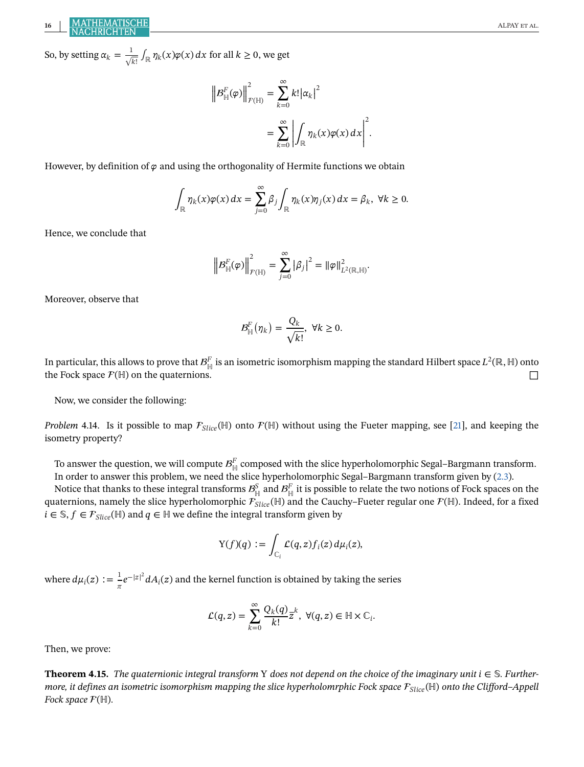So, by setting $\alpha_k = \frac{1}{\sqrt{k!}} \int_{\mathbb{R}} \eta_k(x)\varphi(x)\,dx$ for all $k \geq 0$, we get

$$\left\| \mathcal{B}^F_{\mathbb{H}}(\varphi) \right\|^2_{\mathcal{F}(\mathbb{H})} = \sum_{k=0}^{\infty} k! |\alpha_k|^2$$

$$= \sum_{k=0}^{\infty} \left| \int_{\mathbb{R}} \eta_k(x)\varphi(x)\,dx \right|^2.$$

However, by definition of $\varphi$ and using the orthogonality of Hermite functions we obtain

$$\int_{\mathbb{R}} \eta_k(x)\varphi(x)\,dx = \sum_{j=0}^{\infty} \beta_j \int_{\mathbb{R}} \eta_k(x)\eta_j(x)\,dx = \beta_k, \ \forall k \geq 0.$$

Hence, we conclude that

$$\left\| \mathcal{B}^F_{\mathbb{H}}(\varphi) \right\|^2_{\mathcal{F}(\mathbb{H})} = \sum_{j=0}^{\infty} \left| \beta_j \right|^2 = \|\varphi\|^2_{L^2(\mathbb{R},\mathbb{H})}.$$

Moreover, observe that

$$\mathcal{B}^F_{\mathbb{H}}\left(\eta_k\right) = \frac{Q_k}{\sqrt{k!}}, \ \forall k \geq 0.$$

In particular, this allows to prove that $\mathcal{B}^F_{\mathbb{H}}$ is an isometric isomorphism mapping the standard Hilbert space $L^2(\mathbb{R},\mathbb{H})$ onto the Fock space $\mathcal{F}(\mathbb{H})$ on the quaternions. □

Now, we consider the following:

*Problem* 4.14. Is it possible to map $\mathcal{F}_{Slice}(\mathbb{H})$ onto $\mathcal{F}(\mathbb{H})$ without using the Fueter mapping, see [21], and keeping the isometry property?

To answer the question, we will compute $\mathcal{B}^F_{\mathbb{H}}$ composed with the slice hyperholomorphic Segal–Bargmann transform. In order to answer this problem, we need the slice hyperholomorphic Segal–Bargmann transform given by (2.3).

Notice that thanks to these integral transforms $\mathcal{B}^S_{\mathbb{H}}$ and $\mathcal{B}^F_{\mathbb{H}}$ it is possible to relate the two notions of Fock spaces on the quaternions, namely the slice hyperholomorphic $\mathcal{F}_{Slice}(\mathbb{H})$ and the Cauchy–Fueter regular one $\mathcal{F}(\mathbb{H})$. Indeed, for a fixed $i \in \mathbb{S}$, $f \in \mathcal{F}_{Slice}(\mathbb{H})$ and $q \in \mathbb{H}$ we define the integral transform given by

$$\Upsilon(f)(q) := \int_{\mathbb{C}_i} \mathcal{L}(q,z) f_i(z)\,d\mu_i(z),$$

where $d\mu_i(z) := \frac{1}{\pi} e^{-|z|^2} dA_i(z)$ and the kernel function is obtained by taking the series

$$\mathcal{L}(q,z) = \sum_{k=0}^{\infty} \frac{Q_k(q)}{k!} \overline{z}^k, \ \forall (q,z) \in \mathbb{H} \times \mathbb{C}_i.$$

Then, we prove:

**Theorem 4.15.** *The quaternionic integral transform* $\Upsilon$ *does not depend on the choice of the imaginary unit* $i \in \mathbb{S}$. *Furthermore, it defines an isometric isomorphism mapping the slice hyperholomrphic Fock space* $\mathcal{F}_{Slice}(\mathbb{H})$ *onto the Clifford–Appell Fock space* $\mathcal{F}(\mathbb{H})$.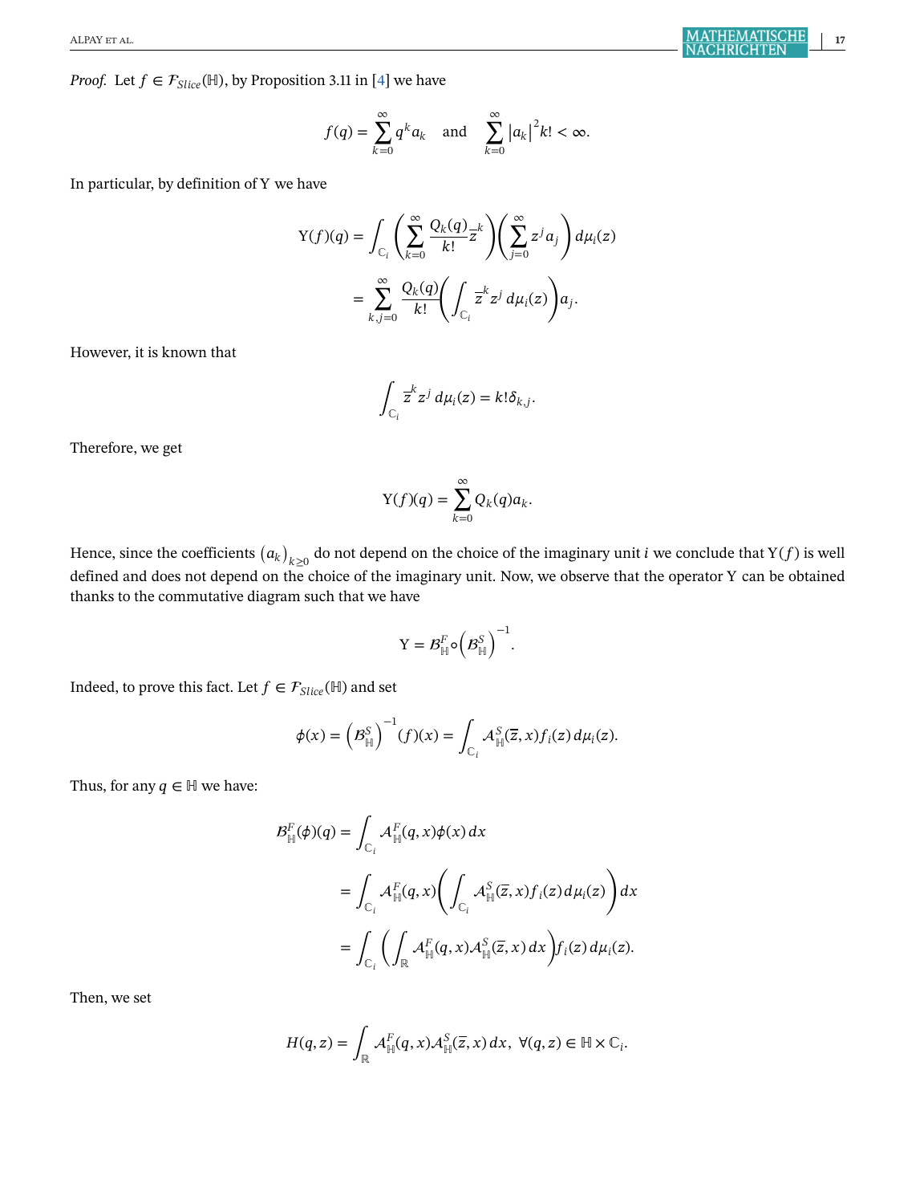*Proof.* Let $f \in \mathcal{F}_{Slice}(\mathbb{H})$, by Proposition 3.11 in [4] we have

$$f(q) = \sum_{k=0}^{\infty} q^k a_k \quad \text{and} \quad \sum_{k=0}^{\infty} |a_k|^2 k! < \infty.$$

In particular, by definition of $\Upsilon$ we have

$$\begin{aligned}
\Upsilon(f)(q) &= \int_{\mathbb{C}_i} \left( \sum_{k=0}^{\infty} \frac{Q_k(q)}{k!} \overline{z}^k \right) \left( \sum_{j=0}^{\infty} z^j a_j \right) d\mu_i(z) \\
&= \sum_{k,j=0}^{\infty} \frac{Q_k(q)}{k!} \left( \int_{\mathbb{C}_i} \overline{z}^k z^j \, d\mu_i(z) \right) a_j.
\end{aligned}$$

However, it is known that

$$\int_{\mathbb{C}_i} \overline{z}^k z^j \, d\mu_i(z) = k! \delta_{k,j}.$$

Therefore, we get

$$\Upsilon(f)(q) = \sum_{k=0}^{\infty} Q_k(q) a_k.$$

Hence, since the coefficients $(a_k)_{k \geq 0}$ do not depend on the choice of the imaginary unit $i$ we conclude that $\Upsilon(f)$ is well defined and does not depend on the choice of the imaginary unit. Now, we observe that the operator $\Upsilon$ can be obtained thanks to the commutative diagram such that we have

$$\Upsilon = \mathcal{B}_{\mathbb{H}}^F \circ \left( \mathcal{B}_{\mathbb{H}}^S \right)^{-1}.$$

Indeed, to prove this fact. Let $f \in \mathcal{F}_{Slice}(\mathbb{H})$ and set

$$\phi(x) = \left( \mathcal{B}_{\mathbb{H}}^S \right)^{-1}(f)(x) = \int_{\mathbb{C}_i} \mathcal{A}_{\mathbb{H}}^S(\overline{z}, x) f_i(z) \, d\mu_i(z).$$

Thus, for any $q \in \mathbb{H}$ we have:

$$\begin{aligned}
\mathcal{B}_{\mathbb{H}}^F(\phi)(q) &= \int_{\mathbb{C}_i} \mathcal{A}_{\mathbb{H}}^F(q, x) \phi(x) \, dx \\
&= \int_{\mathbb{C}_i} \mathcal{A}_{\mathbb{H}}^F(q, x) \left( \int_{\mathbb{C}_i} \mathcal{A}_{\mathbb{H}}^S(\overline{z}, x) f_i(z) \, d\mu_i(z) \right) dx \\
&= \int_{\mathbb{C}_i} \left( \int_{\mathbb{R}} \mathcal{A}_{\mathbb{H}}^F(q, x) \mathcal{A}_{\mathbb{H}}^S(\overline{z}, x) \, dx \right) f_i(z) \, d\mu_i(z).
\end{aligned}$$

Then, we set

$$H(q, z) = \int_{\mathbb{R}} \mathcal{A}_{\mathbb{H}}^F(q, x) \mathcal{A}_{\mathbb{H}}^S(\overline{z}, x) \, dx, \ \forall (q, z) \in \mathbb{H} \times \mathbb{C}_i.$$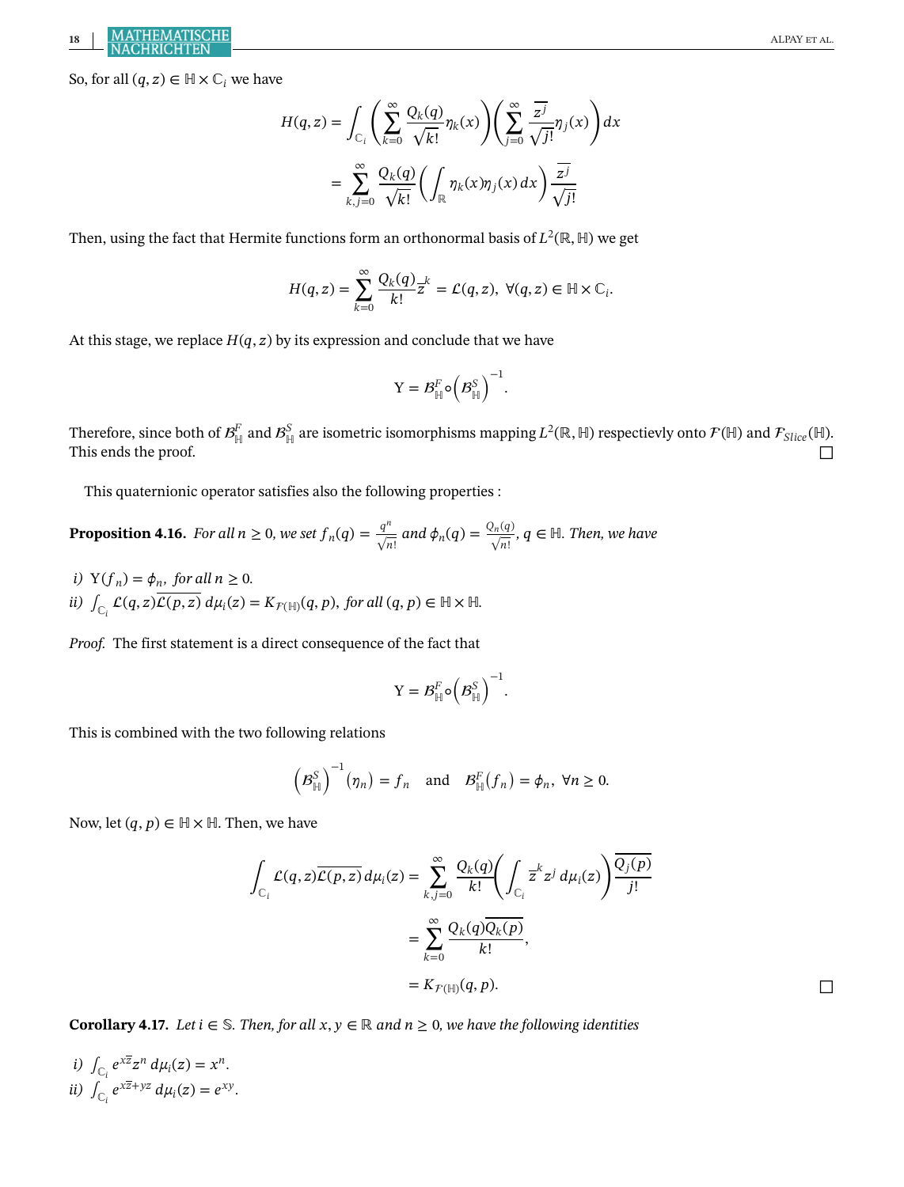So, for all $(q, z) \in \mathbb{H} \times \mathbb{C}_i$ we have

$$H(q, z) = \int_{\mathbb{C}_i} \left( \sum_{k=0}^{\infty} \frac{Q_k(q)}{\sqrt{k!}} \eta_k(x) \right) \left( \sum_{j=0}^{\infty} \frac{\overline{z^j}}{\sqrt{j!}} \eta_j(x) \right) dx$$

$$= \sum_{k,j=0}^{\infty} \frac{Q_k(q)}{\sqrt{k!}} \left( \int_{\mathbb{R}} \eta_k(x) \eta_j(x) \, dx \right) \frac{\overline{z^j}}{\sqrt{j!}}$$

Then, using the fact that Hermite functions form an orthonormal basis of $L^2(\mathbb{R}, \mathbb{H})$ we get

$$H(q, z) = \sum_{k=0}^{\infty} \frac{Q_k(q)}{k!} \overline{z}^k = \mathcal{L}(q, z), \ \forall (q, z) \in \mathbb{H} \times \mathbb{C}_i.$$

At this stage, we replace $H(q, z)$ by its expression and conclude that we have

$$\Upsilon = \mathcal{B}_{\mathbb{H}}^F \circ \left( \mathcal{B}_{\mathbb{H}}^S \right)^{-1}.$$

Therefore, since both of $\mathcal{B}_{\mathbb{H}}^F$ and $\mathcal{B}_{\mathbb{H}}^S$ are isometric isomorphisms mapping $L^2(\mathbb{R}, \mathbb{H})$ respectievly onto $\mathcal{F}(\mathbb{H})$ and $\mathcal{F}_{Slice}(\mathbb{H})$. This ends the proof. □

This quaternionic operator satisfies also the following properties :

**Proposition 4.16.** *For all $n \geq 0$, we set $f_n(q) = \frac{q^n}{\sqrt{n!}}$ and $\phi_n(q) = \frac{Q_n(q)}{\sqrt{n!}}$, $q \in \mathbb{H}$. Then, we have*

*i)* $\Upsilon(f_n) = \phi_n$, *for all $n \geq 0$.*
*ii)* $\int_{\mathbb{C}_i} \mathcal{L}(q, z) \overline{\mathcal{L}(p, z)} \, d\mu_i(z) = K_{\mathcal{F}(\mathbb{H})}(q, p)$, *for all $(q, p) \in \mathbb{H} \times \mathbb{H}$.*

*Proof.* The first statement is a direct consequence of the fact that

$$\Upsilon = \mathcal{B}_{\mathbb{H}}^F \circ \left( \mathcal{B}_{\mathbb{H}}^S \right)^{-1}.$$

This is combined with the two following relations

$$\left( \mathcal{B}_{\mathbb{H}}^S \right)^{-1} (\eta_n) = f_n \quad \text{and} \quad \mathcal{B}_{\mathbb{H}}^F (f_n) = \phi_n, \ \forall n \geq 0.$$

Now, let $(q, p) \in \mathbb{H} \times \mathbb{H}$. Then, we have

$$\int_{\mathbb{C}_i} \mathcal{L}(q, z) \overline{\mathcal{L}(p, z)} \, d\mu_i(z) = \sum_{k,j=0}^{\infty} \frac{Q_k(q)}{k!} \left( \int_{\mathbb{C}_i} \overline{z}^k z^j \, d\mu_i(z) \right) \frac{\overline{Q_j(p)}}{j!}$$

$$= \sum_{k=0}^{\infty} \frac{Q_k(q) \overline{Q_k(p)}}{k!},$$

$$= K_{\mathcal{F}(\mathbb{H})}(q, p).$$

□

**Corollary 4.17.** *Let $i \in \mathbb{S}$. Then, for all $x, y \in \mathbb{R}$ and $n \geq 0$, we have the following identities*

*i)* $\int_{\mathbb{C}_i} e^{x\overline{z}} z^n \, d\mu_i(z) = x^n$.
*ii)* $\int_{\mathbb{C}_i} e^{x\overline{z} + yz} \, d\mu_i(z) = e^{xy}$.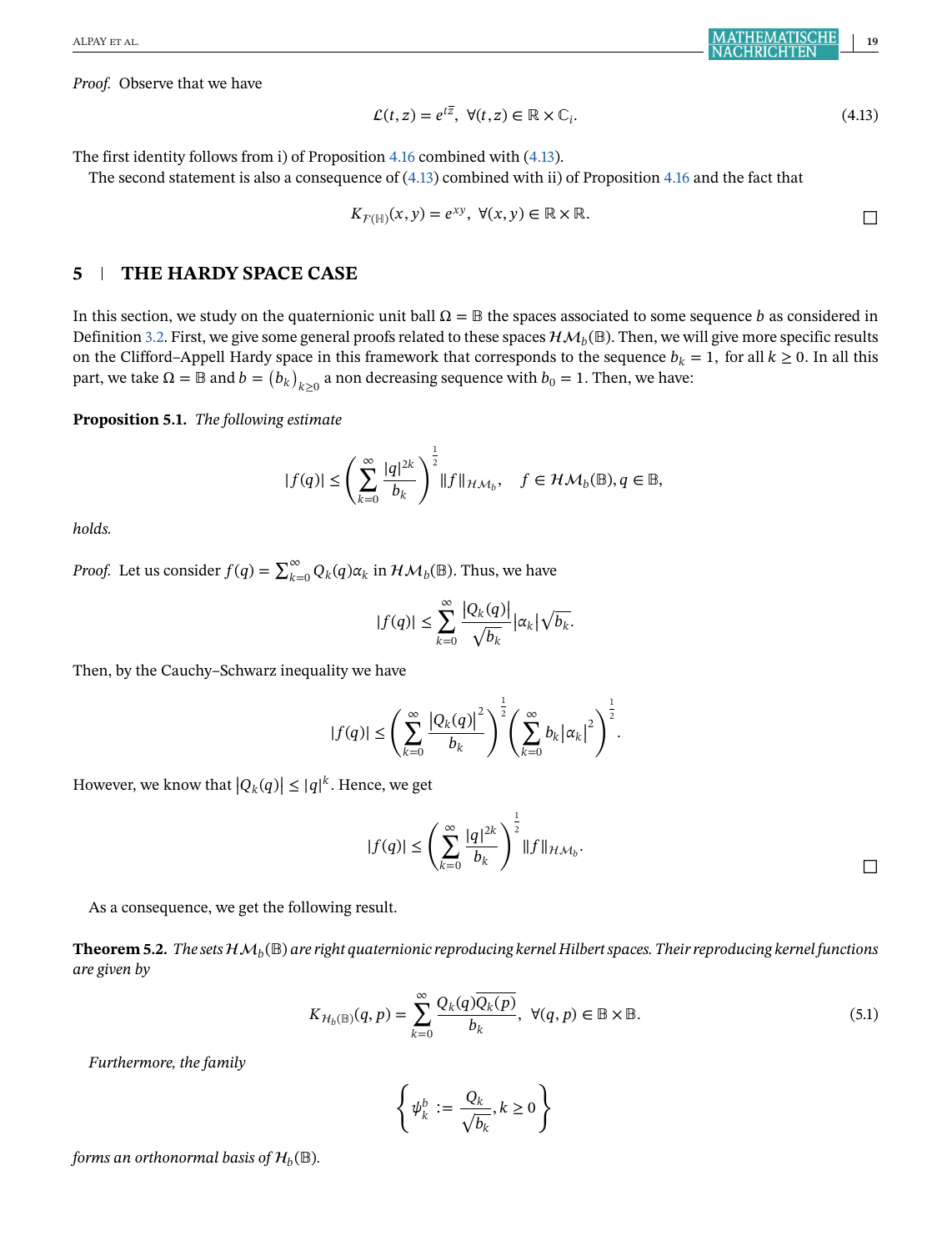*Proof.* Observe that we have

$$\mathcal{L}(t,z)=e^{t\overline{z}},\ \ \forall (t,z)\in\mathbb{R}\times\mathbb{C}_i. \tag{4.13}$$

The first identity follows from i) of Proposition 4.16 combined with (4.13).

The second statement is also a consequence of (4.13) combined with ii) of Proposition 4.16 and the fact that

$$K_{\mathcal{F}(\mathbb{H})}(x,y)=e^{xy},\ \ \forall (x,y)\in\mathbb{R}\times\mathbb{R}.$$

□

## 5 | THE HARDY SPACE CASE

In this section, we study on the quaternionic unit ball $\Omega=\mathbb{B}$ the spaces associated to some sequence $b$ as considered in Definition 3.2. First, we give some general proofs related to these spaces $\mathcal{HM}_b(\mathbb{B})$. Then, we will give more specific results on the Clifford–Appell Hardy space in this framework that corresponds to the sequence $b_k=1,$ for all $k\geq 0$. In all this part, we take $\Omega=\mathbb{B}$ and $b=(b_k)_{k\geq 0}$ a non decreasing sequence with $b_0=1$. Then, we have:

**Proposition 5.1.** *The following estimate*

$$|f(q)|\leq\left(\sum_{k=0}^{\infty}\frac{|q|^{2k}}{b_k}\right)^{\frac{1}{2}}\|f\|_{\mathcal{HM}_b},\quad f\in\mathcal{HM}_b(\mathbb{B}),q\in\mathbb{B},$$

*holds.*

*Proof.* Let us consider $f(q)=\sum_{k=0}^{\infty}Q_k(q)\alpha_k$ in $\mathcal{HM}_b(\mathbb{B})$. Thus, we have

$$|f(q)|\leq\sum_{k=0}^{\infty}\frac{|Q_k(q)|}{\sqrt{b_k}}|\alpha_k|\sqrt{b_k}.$$

Then, by the Cauchy–Schwarz inequality we have

$$|f(q)|\leq\left(\sum_{k=0}^{\infty}\frac{|Q_k(q)|^2}{b_k}\right)^{\frac{1}{2}}\left(\sum_{k=0}^{\infty}b_k|\alpha_k|^2\right)^{\frac{1}{2}}.$$

However, we know that $|Q_k(q)|\leq |q|^k$. Hence, we get

$$|f(q)|\leq\left(\sum_{k=0}^{\infty}\frac{|q|^{2k}}{b_k}\right)^{\frac{1}{2}}\|f\|_{\mathcal{HM}_b}.$$

□

As a consequence, we get the following result.

**Theorem 5.2.** *The sets $\mathcal{HM}_b(\mathbb{B})$ are right quaternionic reproducing kernel Hilbert spaces. Their reproducing kernel functions are given by*

$$K_{\mathcal{H}_b(\mathbb{B})}(q,p)=\sum_{k=0}^{\infty}\frac{Q_k(q)\overline{Q_k(p)}}{b_k},\ \ \forall (q,p)\in\mathbb{B}\times\mathbb{B}. \tag{5.1}$$

*Furthermore, the family*

$$\left\{\psi_k^b:=\frac{Q_k}{\sqrt{b_k}},k\geq 0\right\}$$

*forms an orthonormal basis of $\mathcal{H}_b(\mathbb{B})$.*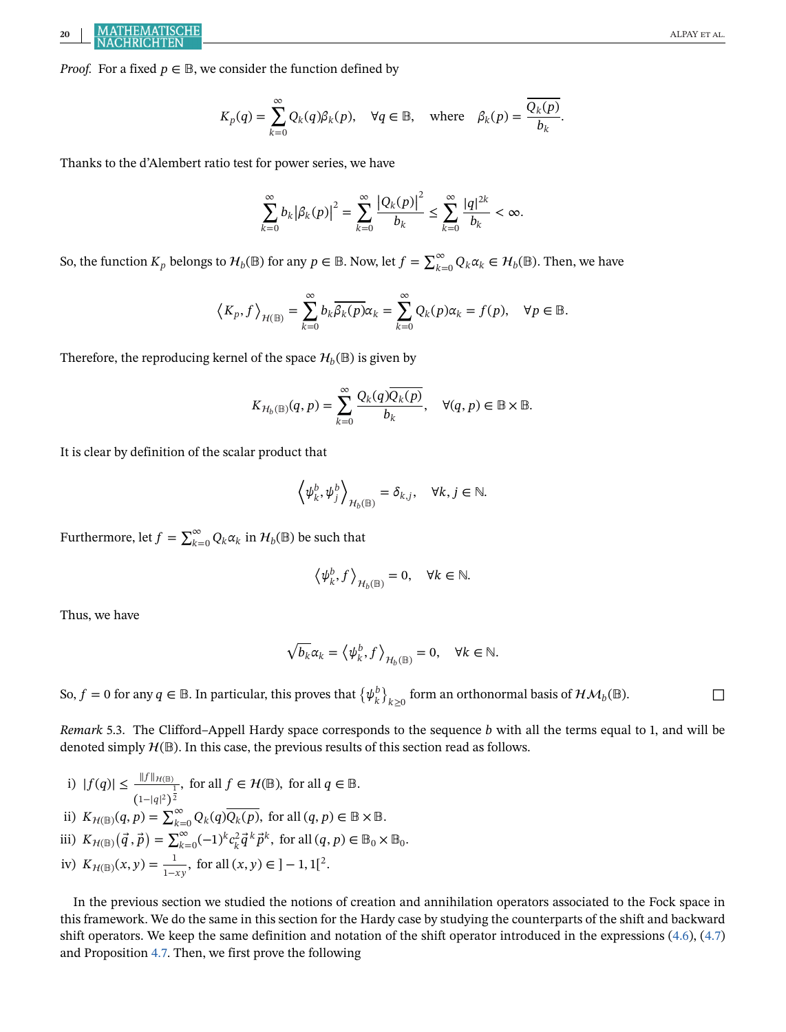*Proof.* For a fixed $p \in \mathbb{B}$, we consider the function defined by

$$K_p(q) = \sum_{k=0}^{\infty} Q_k(q)\beta_k(p), \quad \forall q \in \mathbb{B}, \quad \text{where} \quad \beta_k(p) = \frac{\overline{Q_k(p)}}{b_k}.$$

Thanks to the d'Alembert ratio test for power series, we have

$$\sum_{k=0}^{\infty} b_k |\beta_k(p)|^2 = \sum_{k=0}^{\infty} \frac{|Q_k(p)|^2}{b_k} \leq \sum_{k=0}^{\infty} \frac{|q|^{2k}}{b_k} < \infty.$$

So, the function $K_p$ belongs to $\mathcal{H}_b(\mathbb{B})$ for any $p \in \mathbb{B}$. Now, let $f = \sum_{k=0}^{\infty} Q_k \alpha_k \in \mathcal{H}_b(\mathbb{B})$. Then, we have

$$\langle K_p, f \rangle_{\mathcal{H}(\mathbb{B})} = \sum_{k=0}^{\infty} b_k \overline{\beta_k(p)} \alpha_k = \sum_{k=0}^{\infty} Q_k(p)\alpha_k = f(p), \quad \forall p \in \mathbb{B}.$$

Therefore, the reproducing kernel of the space $\mathcal{H}_b(\mathbb{B})$ is given by

$$K_{\mathcal{H}_b(\mathbb{B})}(q,p) = \sum_{k=0}^{\infty} \frac{Q_k(q)\overline{Q_k(p)}}{b_k}, \quad \forall (q,p) \in \mathbb{B} \times \mathbb{B}.$$

It is clear by definition of the scalar product that

$$\left\langle \psi_k^b, \psi_j^b \right\rangle_{\mathcal{H}_b(\mathbb{B})} = \delta_{k,j}, \quad \forall k, j \in \mathbb{N}.$$

Furthermore, let $f = \sum_{k=0}^{\infty} Q_k \alpha_k$ in $\mathcal{H}_b(\mathbb{B})$ be such that

$$\langle \psi_k^b, f \rangle_{\mathcal{H}_b(\mathbb{B})} = 0, \quad \forall k \in \mathbb{N}.$$

Thus, we have

$$\sqrt{b_k}\alpha_k = \langle \psi_k^b, f \rangle_{\mathcal{H}_b(\mathbb{B})} = 0, \quad \forall k \in \mathbb{N}.$$

So, $f = 0$ for any $q \in \mathbb{B}$. In particular, this proves that $\{\psi_k^b\}_{k \geq 0}$ form an orthonormal basis of $\mathcal{HM}_b(\mathbb{B})$. □

*Remark* 5.3. The Clifford–Appell Hardy space corresponds to the sequence $b$ with all the terms equal to 1, and will be denoted simply $\mathcal{H}(\mathbb{B})$. In this case, the previous results of this section read as follows.

i) $|f(q)| \leq \frac{\|f\|_{\mathcal{H}(\mathbb{B})}}{(1-|q|^2)^{\frac{1}{2}}}$, for all $f \in \mathcal{H}(\mathbb{B})$, for all $q \in \mathbb{B}$.
ii) $K_{\mathcal{H}(\mathbb{B})}(q,p) = \sum_{k=0}^{\infty} Q_k(q)\overline{Q_k(p)}$, for all $(q,p) \in \mathbb{B} \times \mathbb{B}$.
iii) $K_{\mathcal{H}(\mathbb{B})}(\vec{q}, \vec{p}) = \sum_{k=0}^{\infty} (-1)^k c_k^2 \vec{q}^{\,k} \vec{p}^{\,k}$, for all $(q,p) \in \mathbb{B}_0 \times \mathbb{B}_0$.
iv) $K_{\mathcal{H}(\mathbb{B})}(x,y) = \frac{1}{1-xy}$, for all $(x,y) \in ]-1,1[^2$.

In the previous section we studied the notions of creation and annihilation operators associated to the Fock space in this framework. We do the same in this section for the Hardy case by studying the counterparts of the shift and backward shift operators. We keep the same definition and notation of the shift operator introduced in the expressions (4.6), (4.7) and Proposition 4.7. Then, we first prove the following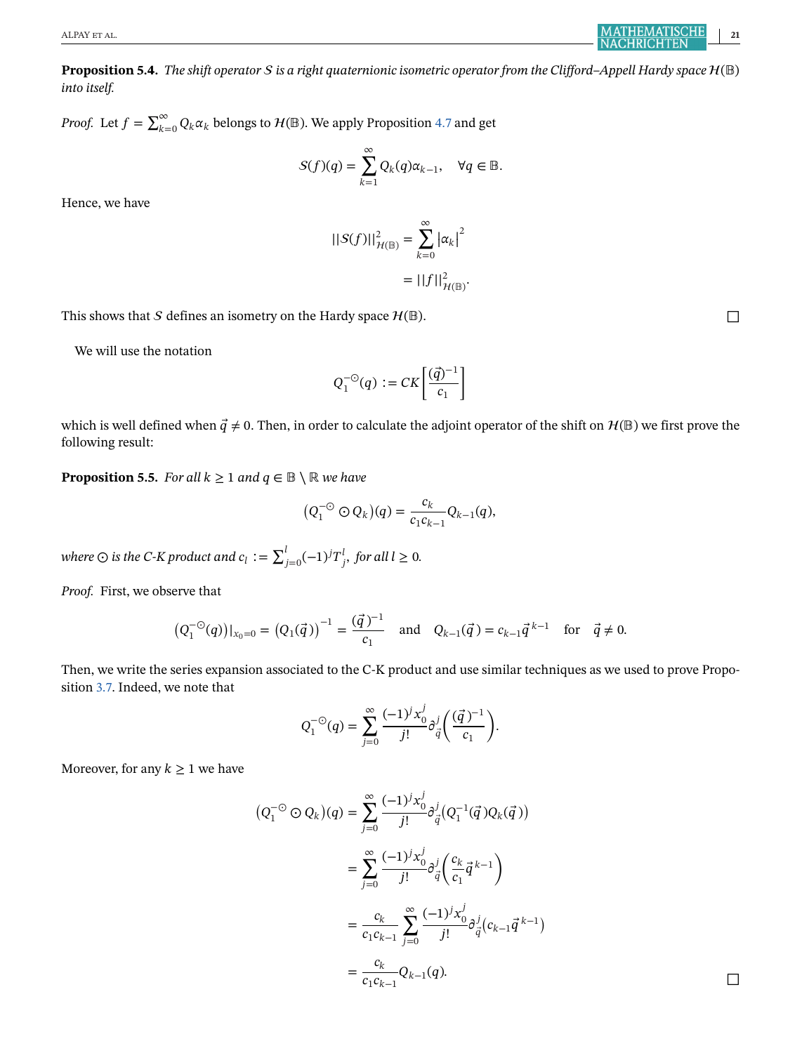**Proposition 5.4.** *The shift operator $\mathcal{S}$ is a right quaternionic isometric operator from the Clifford–Appell Hardy space $\mathcal{H}(\mathbb{B})$ into itself.*

*Proof.* Let $f = \sum_{k=0}^{\infty} Q_k \alpha_k$ belongs to $\mathcal{H}(\mathbb{B})$. We apply Proposition 4.7 and get

$$\mathcal{S}(f)(q) = \sum_{k=1}^{\infty} Q_k(q)\alpha_{k-1}, \quad \forall q \in \mathbb{B}.$$

Hence, we have

$$\begin{aligned} ||\mathcal{S}(f)||^2_{\mathcal{H}(\mathbb{B})} &= \sum_{k=0}^{\infty} |\alpha_k|^2 \\ &= ||f||^2_{\mathcal{H}(\mathbb{B})}. \end{aligned}$$

This shows that $\mathcal{S}$ defines an isometry on the Hardy space $\mathcal{H}(\mathbb{B})$. $\square$

We will use the notation

$$Q_1^{-\odot}(q) := CK\left[\frac{(\vec{q})^{-1}}{c_1}\right]$$

which is well defined when $\vec{q} \neq 0$. Then, in order to calculate the adjoint operator of the shift on $\mathcal{H}(\mathbb{B})$ we first prove the following result:

**Proposition 5.5.** *For all $k \geq 1$ and $q \in \mathbb{B} \setminus \mathbb{R}$ we have*

$$(Q_1^{-\odot} \odot Q_k)(q) = \frac{c_k}{c_1 c_{k-1}} Q_{k-1}(q),$$

*where $\odot$ is the C-K product and $c_l := \sum_{j=0}^{l} (-1)^j T_j^l$, for all $l \geq 0$.*

*Proof.* First, we observe that

$$(Q_1^{-\odot}(q))|_{x_0=0} = (Q_1(\vec{q}))^{-1} = \frac{(\vec{q})^{-1}}{c_1} \quad \text{and} \quad Q_{k-1}(\vec{q}) = c_{k-1}\vec{q}^{\,k-1} \quad \text{for} \quad \vec{q} \neq 0.$$

Then, we write the series expansion associated to the C-K product and use similar techniques as we used to prove Proposition 3.7. Indeed, we note that

$$Q_1^{-\odot}(q) = \sum_{j=0}^{\infty} \frac{(-1)^j x_0^j}{j!} \partial_{\vec{q}}^j \left( \frac{(\vec{q})^{-1}}{c_1} \right).$$

Moreover, for any $k \geq 1$ we have

$$\begin{aligned} (Q_1^{-\odot} \odot Q_k)(q) &= \sum_{j=0}^{\infty} \frac{(-1)^j x_0^j}{j!} \partial_{\vec{q}}^j \left( Q_1^{-1}(\vec{q}) Q_k(\vec{q}) \right) \\ &= \sum_{j=0}^{\infty} \frac{(-1)^j x_0^j}{j!} \partial_{\vec{q}}^j \left( \frac{c_k}{c_1} \vec{q}^{\,k-1} \right) \\ &= \frac{c_k}{c_1 c_{k-1}} \sum_{j=0}^{\infty} \frac{(-1)^j x_0^j}{j!} \partial_{\vec{q}}^j \left( c_{k-1} \vec{q}^{\,k-1} \right) \\ &= \frac{c_k}{c_1 c_{k-1}} Q_{k-1}(q). \end{aligned}$$

$\square$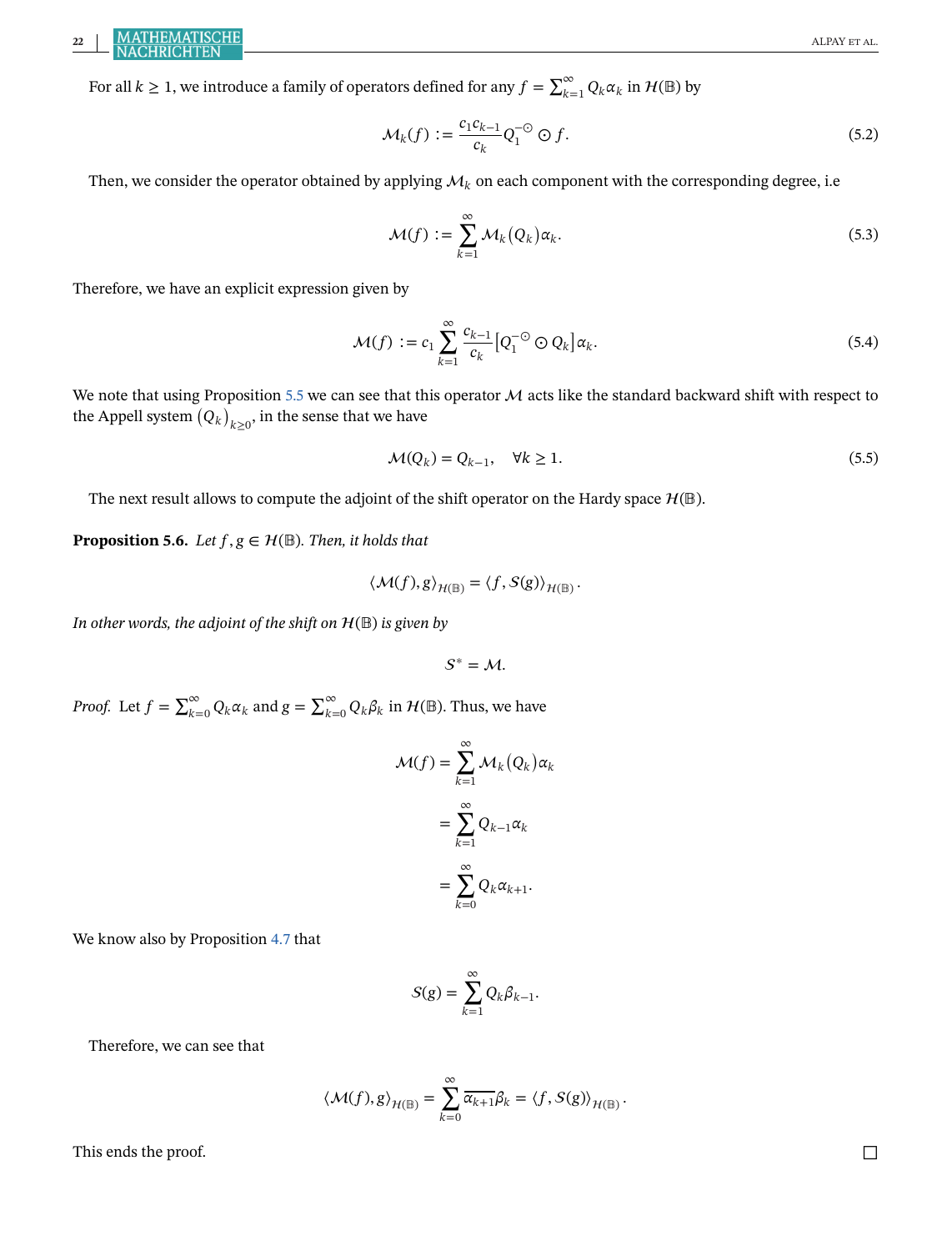For all $k \geq 1$, we introduce a family of operators defined for any $f = \sum_{k=1}^{\infty} Q_k \alpha_k$ in $\mathcal{H}(\mathbb{B})$ by

$$\mathcal{M}_k(f) := \frac{c_1 c_{k-1}}{c_k} Q_1^{-\odot} \odot f. \tag{5.2}$$

Then, we consider the operator obtained by applying $\mathcal{M}_k$ on each component with the corresponding degree, i.e

$$\mathcal{M}(f) := \sum_{k=1}^{\infty} \mathcal{M}_k(Q_k)\alpha_k. \tag{5.3}$$

Therefore, we have an explicit expression given by

$$\mathcal{M}(f) := c_1 \sum_{k=1}^{\infty} \frac{c_{k-1}}{c_k} \left[Q_1^{-\odot} \odot Q_k\right] \alpha_k. \tag{5.4}$$

We note that using Proposition 5.5 we can see that this operator $\mathcal{M}$ acts like the standard backward shift with respect to the Appell system $(Q_k)_{k\geq 0}$, in the sense that we have

$$\mathcal{M}(Q_k) = Q_{k-1}, \quad \forall k \geq 1. \tag{5.5}$$

The next result allows to compute the adjoint of the shift operator on the Hardy space $\mathcal{H}(\mathbb{B})$.

**Proposition 5.6.** *Let $f, g \in \mathcal{H}(\mathbb{B})$. Then, it holds that*

$$\langle \mathcal{M}(f), g \rangle_{\mathcal{H}(\mathbb{B})} = \langle f, \mathcal{S}(g) \rangle_{\mathcal{H}(\mathbb{B})}.$$

*In other words, the adjoint of the shift on $\mathcal{H}(\mathbb{B})$ is given by*

$$\mathcal{S}^* = \mathcal{M}.$$

*Proof.* Let $f = \sum_{k=0}^{\infty} Q_k \alpha_k$ and $g = \sum_{k=0}^{\infty} Q_k \beta_k$ in $\mathcal{H}(\mathbb{B})$. Thus, we have

$$\begin{aligned}
\mathcal{M}(f) &= \sum_{k=1}^{\infty} \mathcal{M}_k(Q_k)\alpha_k \\
&= \sum_{k=1}^{\infty} Q_{k-1}\alpha_k \\
&= \sum_{k=0}^{\infty} Q_k \alpha_{k+1}.
\end{aligned}$$

We know also by Proposition 4.7 that

$$\mathcal{S}(g) = \sum_{k=1}^{\infty} Q_k \beta_{k-1}.$$

Therefore, we can see that

$$\langle \mathcal{M}(f), g \rangle_{\mathcal{H}(\mathbb{B})} = \sum_{k=0}^{\infty} \overline{\alpha_{k+1}} \beta_k = \langle f, \mathcal{S}(g) \rangle_{\mathcal{H}(\mathbb{B})}.$$

This ends the proof. □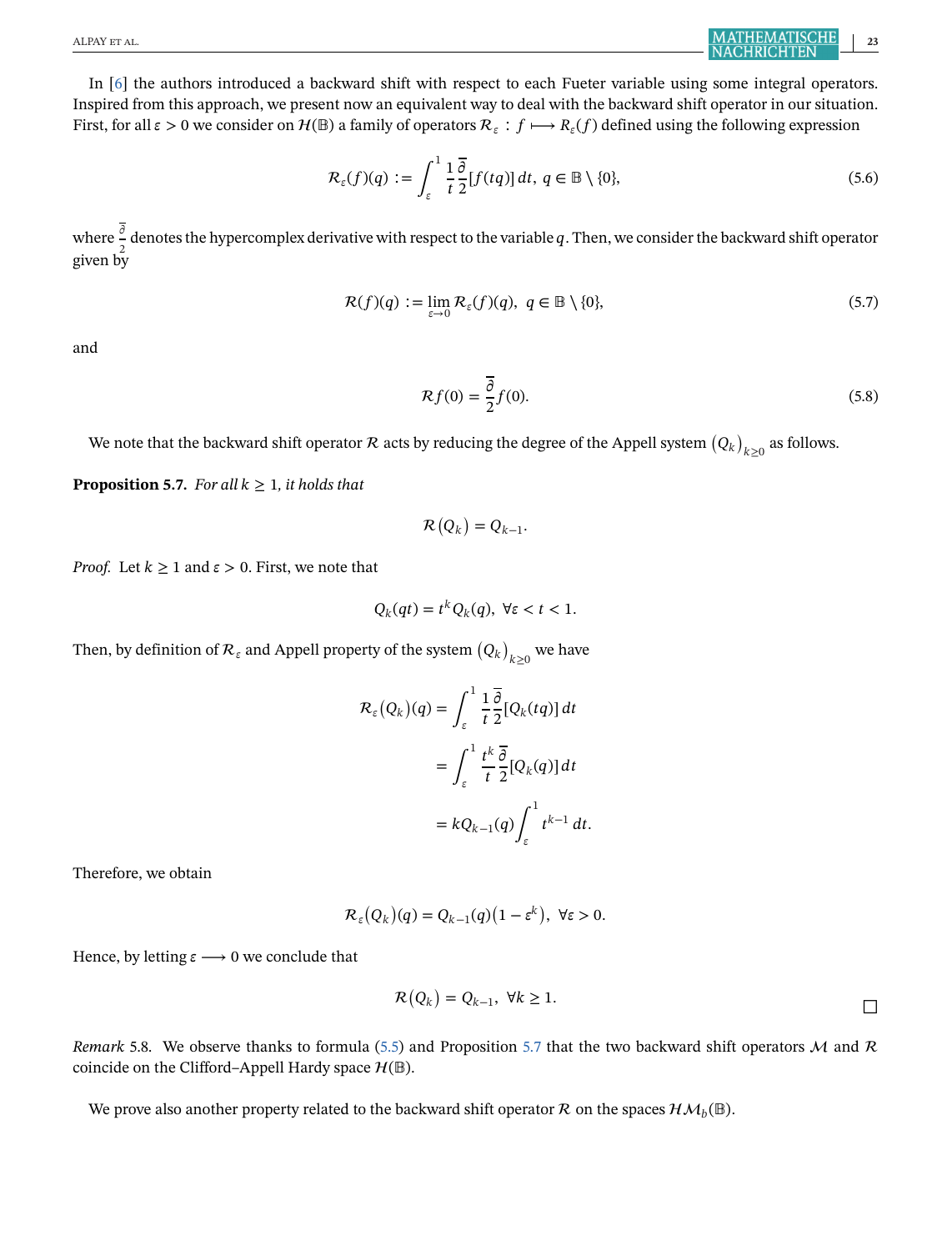In [6] the authors introduced a backward shift with respect to each Fueter variable using some integral operators. Inspired from this approach, we present now an equivalent way to deal with the backward shift operator in our situation. First, for all $\varepsilon > 0$ we consider on $\mathcal{H}(\mathbb{B})$ a family of operators $\mathcal{R}_\varepsilon : f \longmapsto R_\varepsilon(f)$ defined using the following expression

$$\mathcal{R}_\varepsilon(f)(q) := \int_\varepsilon^1 \frac{1}{t}\frac{\overline{\partial}}{2}[f(tq)]\,dt,\ q \in \mathbb{B}\setminus\{0\}, \tag{5.6}$$

where $\frac{\overline{\partial}}{2}$ denotes the hypercomplex derivative with respect to the variable $q$. Then, we consider the backward shift operator given by

$$\mathcal{R}(f)(q) := \lim_{\varepsilon\to 0}\mathcal{R}_\varepsilon(f)(q),\ \ q \in \mathbb{B}\setminus\{0\}, \tag{5.7}$$

and

$$\mathcal{R}f(0) = \frac{\overline{\partial}}{2}f(0). \tag{5.8}$$

We note that the backward shift operator $\mathcal{R}$ acts by reducing the degree of the Appell system $\left(Q_k\right)_{k\geq 0}$ as follows.

**Proposition 5.7.** *For all $k \geq 1$, it holds that*

$$\mathcal{R}\left(Q_k\right) = Q_{k-1}.$$

*Proof.* Let $k \geq 1$ and $\varepsilon > 0$. First, we note that

$$Q_k(qt) = t^k Q_k(q),\ \forall \varepsilon < t < 1.$$

Then, by definition of $\mathcal{R}_\varepsilon$ and Appell property of the system $\left(Q_k\right)_{k\geq 0}$ we have

$$\begin{aligned}
\mathcal{R}_\varepsilon\left(Q_k\right)(q) &= \int_\varepsilon^1 \frac{1}{t}\frac{\overline{\partial}}{2}[Q_k(tq)]\,dt \\
&= \int_\varepsilon^1 \frac{t^k}{t}\frac{\overline{\partial}}{2}[Q_k(q)]\,dt \\
&= kQ_{k-1}(q)\int_\varepsilon^1 t^{k-1}\,dt.
\end{aligned}$$

Therefore, we obtain

$$\mathcal{R}_\varepsilon\left(Q_k\right)(q) = Q_{k-1}(q)\left(1-\varepsilon^k\right),\ \forall \varepsilon > 0.$$

Hence, by letting $\varepsilon \longrightarrow 0$ we conclude that

$$\mathcal{R}\left(Q_k\right) = Q_{k-1},\ \forall k \geq 1.$$

□

*Remark* 5.8. We observe thanks to formula (5.5) and Proposition 5.7 that the two backward shift operators $\mathcal{M}$ and $\mathcal{R}$ coincide on the Clifford–Appell Hardy space $\mathcal{H}(\mathbb{B})$.

We prove also another property related to the backward shift operator $\mathcal{R}$ on the spaces $\mathcal{HM}_b(\mathbb{B})$.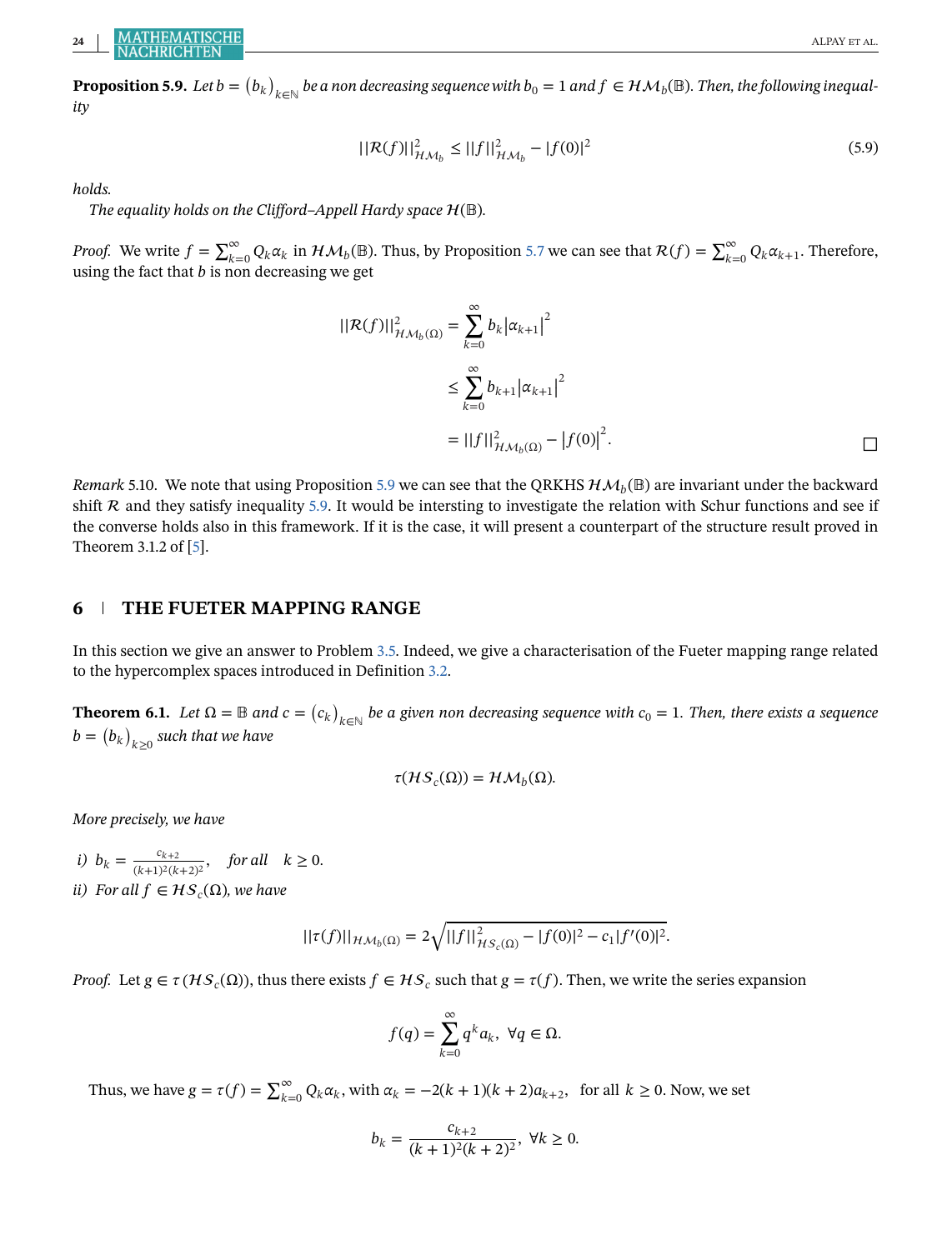**Proposition 5.9.** *Let $b = (b_k)_{k\in\mathbb{N}}$ be a non decreasing sequence with $b_0 = 1$ and $f \in \mathcal{HM}_b(\mathbb{B})$. Then, the following inequality*

$$||\mathcal{R}(f)||^2_{\mathcal{HM}_b} \leq ||f||^2_{\mathcal{HM}_b} - |f(0)|^2 \tag{5.9}$$

*holds.*

*The equality holds on the Clifford–Appell Hardy space $\mathcal{H}(\mathbb{B})$.*

*Proof.* We write $f = \sum_{k=0}^{\infty} Q_k\alpha_k$ in $\mathcal{HM}_b(\mathbb{B})$. Thus, by Proposition 5.7 we can see that $\mathcal{R}(f) = \sum_{k=0}^{\infty} Q_k\alpha_{k+1}$. Therefore, using the fact that $b$ is non decreasing we get

$$\begin{aligned}
||\mathcal{R}(f)||^2_{\mathcal{HM}_b(\Omega)} &= \sum_{k=0}^{\infty} b_k\left|\alpha_{k+1}\right|^2 \\
&\leq \sum_{k=0}^{\infty} b_{k+1}\left|\alpha_{k+1}\right|^2 \\
&= ||f||^2_{\mathcal{HM}_b(\Omega)} - \left|f(0)\right|^2.
\end{aligned}$$

□

*Remark* 5.10. We note that using Proposition 5.9 we can see that the QRKHS $\mathcal{HM}_b(\mathbb{B})$ are invariant under the backward shift $\mathcal{R}$ and they satisfy inequality 5.9. It would be intersting to investigate the relation with Schur functions and see if the converse holds also in this framework. If it is the case, it will present a counterpart of the structure result proved in Theorem 3.1.2 of [5].

## 6 | THE FUETER MAPPING RANGE

In this section we give an answer to Problem 3.5. Indeed, we give a characterisation of the Fueter mapping range related to the hypercomplex spaces introduced in Definition 3.2.

**Theorem 6.1.** *Let $\Omega = \mathbb{B}$ and $c = (c_k)_{k\in\mathbb{N}}$ be a given non decreasing sequence with $c_0 = 1$. Then, there exists a sequence $b = (b_k)_{k\geq 0}$ such that we have*

$$\tau(\mathcal{HS}_c(\Omega)) = \mathcal{HM}_b(\Omega).$$

*More precisely, we have*

*i)* $b_k = \frac{c_{k+2}}{(k+1)^2(k+2)^2}$, *for all* $k \geq 0$.

*ii) For all $f \in \mathcal{HS}_c(\Omega)$, we have*

$$||\tau(f)||_{\mathcal{HM}_b(\Omega)} = 2\sqrt{||f||^2_{\mathcal{HS}_c(\Omega)} - |f(0)|^2 - c_1|f'(0)|^2}.$$

*Proof.* Let $g \in \tau(\mathcal{HS}_c(\Omega))$, thus there exists $f \in \mathcal{HS}_c$ such that $g = \tau(f)$. Then, we write the series expansion

$$f(q) = \sum_{k=0}^{\infty} q^k a_k, \ \forall q \in \Omega.$$

Thus, we have $g = \tau(f) = \sum_{k=0}^{\infty} Q_k\alpha_k$, with $\alpha_k = -2(k+1)(k+2)a_{k+2}$, for all $k \geq 0$. Now, we set

$$b_k = \frac{c_{k+2}}{(k+1)^2(k+2)^2}, \ \forall k \geq 0.$$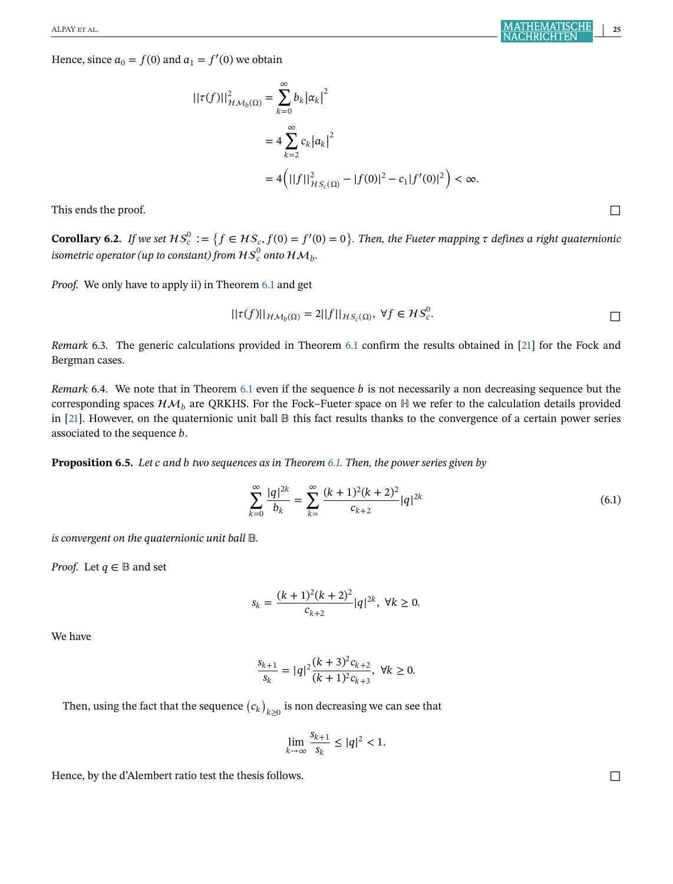Hence, since $a_0 = f(0)$ and $a_1 = f'(0)$ we obtain

$$
\begin{aligned}
||\tau(f)||^2_{\mathcal{HM}_b(\Omega)} &= \sum_{k=0}^{\infty} b_k |\alpha_k|^2 \\
&= 4\sum_{k=2}^{\infty} c_k |a_k|^2 \\
&= 4\Big(||f||^2_{\mathcal{HS}_c(\Omega)} - |f(0)|^2 - c_1|f'(0)|^2\Big) < \infty.
\end{aligned}
$$

This ends the proof. □

**Corollary 6.2.** *If we set $\mathcal{HS}_c^0 := \{f \in \mathcal{HS}_c, f(0) = f'(0) = 0\}$. Then, the Fueter mapping $\tau$ defines a right quaternionic isometric operator (up to constant) from $\mathcal{HS}_c^0$ onto $\mathcal{HM}_b$.*

*Proof.* We only have to apply ii) in Theorem 6.1 and get

$$||\tau(f)||_{\mathcal{HM}_b(\Omega)} = 2||f||_{\mathcal{HS}_c(\Omega)}, \ \forall f \in \mathcal{HS}_c^0.$$

□

*Remark* 6.3. The generic calculations provided in Theorem 6.1 confirm the results obtained in [21] for the Fock and Bergman cases.

*Remark* 6.4. We note that in Theorem 6.1 even if the sequence $b$ is not necessarily a non decreasing sequence but the corresponding spaces $\mathcal{HM}_b$ are QRKHS. For the Fock–Fueter space on $\mathbb{H}$ we refer to the calculation details provided in [21]. However, on the quaternionic unit ball $\mathbb{B}$ this fact results thanks to the convergence of a certain power series associated to the sequence $b$.

**Proposition 6.5.** *Let $c$ and $b$ two sequences as in Theorem 6.1. Then, the power series given by*

$$\sum_{k=0}^{\infty} \frac{|q|^{2k}}{b_k} = \sum_{k=}^{\infty} \frac{(k+1)^2(k+2)^2}{c_{k+2}} |q|^{2k} \tag{6.1}$$

*is convergent on the quaternionic unit ball $\mathbb{B}$.*

*Proof.* Let $q \in \mathbb{B}$ and set

$$s_k = \frac{(k+1)^2(k+2)^2}{c_{k+2}} |q|^{2k}, \ \forall k \geq 0.$$

We have

$$\frac{s_{k+1}}{s_k} = |q|^2 \frac{(k+3)^2 c_{k+2}}{(k+1)^2 c_{k+3}}, \ \forall k \geq 0.$$

Then, using the fact that the sequence $(c_k)_{k\geq 0}$ is non decreasing we can see that

$$\lim_{k\to\infty} \frac{s_{k+1}}{s_k} \leq |q|^2 < 1.$$

Hence, by the d'Alembert ratio test the thesis follows. □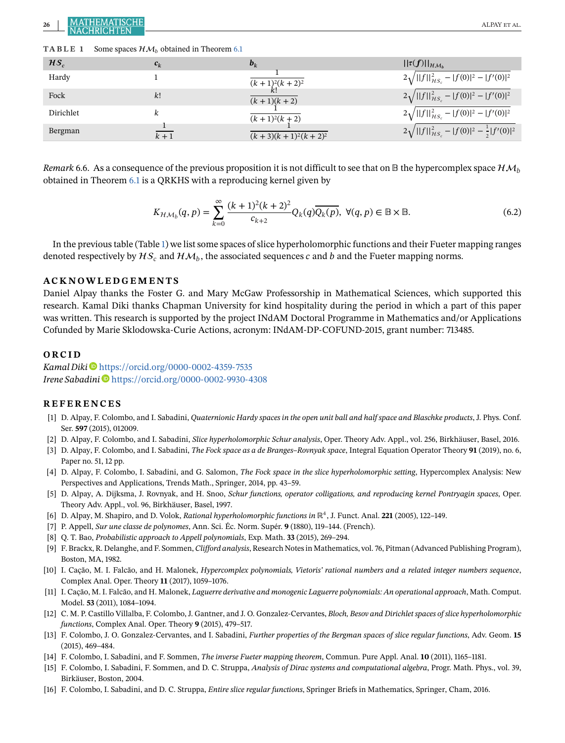**TABLE 1** Some spaces $\mathcal{HM}_b$ obtained in Theorem 6.1

| $\mathcal{HS}_c$ | $c_k$ | $b_k$ | $\|\|\tau(f)\|\|_{\mathcal{HM}_b}$ |
|---|---|---|---|
| Hardy | 1 | $\dfrac{1}{(k+1)^2(k+2)^2}$ | $2\sqrt{\|\|f\|\|^2_{\mathcal{HS}_c} - \|f(0)\|^2 - \|f'(0)\|^2}$ |
| Fock | $k!$ | $\dfrac{k!}{(k+1)(k+2)}$ | $2\sqrt{\|\|f\|\|^2_{\mathcal{HS}_c} - \|f(0)\|^2 - \|f'(0)\|^2}$ |
| Dirichlet | $k$ | $\dfrac{1}{(k+1)^2(k+2)}$ | $2\sqrt{\|\|f\|\|^2_{\mathcal{HS}_c} - \|f(0)\|^2 - \|f'(0)\|^2}$ |
| Bergman | $\dfrac{1}{k+1}$ | $\dfrac{1}{(k+3)(k+1)^2(k+2)^2}$ | $2\sqrt{\|\|f\|\|^2_{\mathcal{HS}_c} - \|f(0)\|^2 - \frac{1}{2}\|f'(0)\|^2}$ |

*Remark* 6.6. As a consequence of the previous proposition it is not difficult to see that on $\mathbb{B}$ the hypercomplex space $\mathcal{HM}_b$ obtained in Theorem 6.1 is a QRKHS with a reproducing kernel given by

$$K_{\mathcal{HM}_b}(q,p) = \sum_{k=0}^{\infty} \frac{(k+1)^2(k+2)^2}{c_{k+2}} Q_k(q)\overline{Q_k(p)}, \ \forall (q,p) \in \mathbb{B} \times \mathbb{B}. \tag{6.2}$$

In the previous table (Table 1) we list some spaces of slice hyperholomorphic functions and their Fueter mapping ranges denoted respectively by $\mathcal{HS}_c$ and $\mathcal{HM}_b$, the associated sequences $c$ and $b$ and the Fueter mapping norms.

## ACKNOWLEDGEMENTS

Daniel Alpay thanks the Foster G. and Mary McGaw Professorship in Mathematical Sciences, which supported this research. Kamal Diki thanks Chapman University for kind hospitality during the period in which a part of this paper was written. This research is supported by the project INdAM Doctoral Programme in Mathematics and/or Applications Cofunded by Marie Sklodowska-Curie Actions, acronym: INdAM-DP-COFUND-2015, grant number: 713485.

## ORCID

*Kamal Diki* https://orcid.org/0000-0002-4359-7535
*Irene Sabadini* https://orcid.org/0000-0002-9930-4308

## REFERENCES

[1] D. Alpay, F. Colombo, and I. Sabadini, *Quaternionic Hardy spaces in the open unit ball and half space and Blaschke products*, J. Phys. Conf. Ser. **597** (2015), 012009.

[2] D. Alpay, F. Colombo, and I. Sabadini, *Slice hyperholomorphic Schur analysis*, Oper. Theory Adv. Appl., vol. 256, Birkhäuser, Basel, 2016.

[3] D. Alpay, F. Colombo, and I. Sabadini, *The Fock space as a de Branges–Rovnyak space*, Integral Equation Operator Theory **91** (2019), no. 6, Paper no. 51, 12 pp.

[4] D. Alpay, F. Colombo, I. Sabadini, and G. Salomon, *The Fock space in the slice hyperholomorphic setting*, Hypercomplex Analysis: New Perspectives and Applications, Trends Math., Springer, 2014, pp. 43–59.

[5] D. Alpay, A. Dijksma, J. Rovnyak, and H. Snoo, *Schur functions, operator colligations, and reproducing kernel Pontryagin spaces*, Oper. Theory Adv. Appl., vol. 96, Birkhäuser, Basel, 1997.

[6] D. Alpay, M. Shapiro, and D. Volok, *Rational hyperholomorphic functions in $\mathbb{R}^4$*, J. Funct. Anal. **221** (2005), 122–149.

[7] P. Appell, *Sur une classe de polynomes*, Ann. Sci. Éc. Norm. Supér. **9** (1880), 119–144. (French).

[8] Q. T. Bao, *Probabilistic approach to Appell polynomials*, Exp. Math. **33** (2015), 269–294.

[9] F. Brackx, R. Delanghe, and F. Sommen, *Clifford analysis*, Research Notes in Mathematics, vol. 76, Pitman (Advanced Publishing Program), Boston, MA, 1982.

[10] I. Cação, M. I. Falcão, and H. Malonek, *Hypercomplex polynomials, Vietoris' rational numbers and a related integer numbers sequence*, Complex Anal. Oper. Theory **11** (2017), 1059–1076.

[11] I. Cação, M. I. Falcão, and H. Malonek, *Laguerre derivative and monogenic Laguerre polynomials: An operational approach*, Math. Comput. Model. **53** (2011), 1084–1094.

[12] C. M. P. Castillo Villalba, F. Colombo, J. Gantner, and J. O. Gonzalez-Cervantes, *Bloch, Besov and Dirichlet spaces of slice hyperholomorphic functions*, Complex Anal. Oper. Theory **9** (2015), 479–517.

[13] F. Colombo, J. O. Gonzalez-Cervantes, and I. Sabadini, *Further properties of the Bergman spaces of slice regular functions*, Adv. Geom. **15** (2015), 469–484.

[14] F. Colombo, I. Sabadini, and F. Sommen, *The inverse Fueter mapping theorem*, Commun. Pure Appl. Anal. **10** (2011), 1165–1181.

[15] F. Colombo, I. Sabadini, F. Sommen, and D. C. Struppa, *Analysis of Dirac systems and computational algebra*, Progr. Math. Phys., vol. 39, Birkäuser, Boston, 2004.

[16] F. Colombo, I. Sabadini, and D. C. Struppa, *Entire slice regular functions*, Springer Briefs in Mathematics, Springer, Cham, 2016.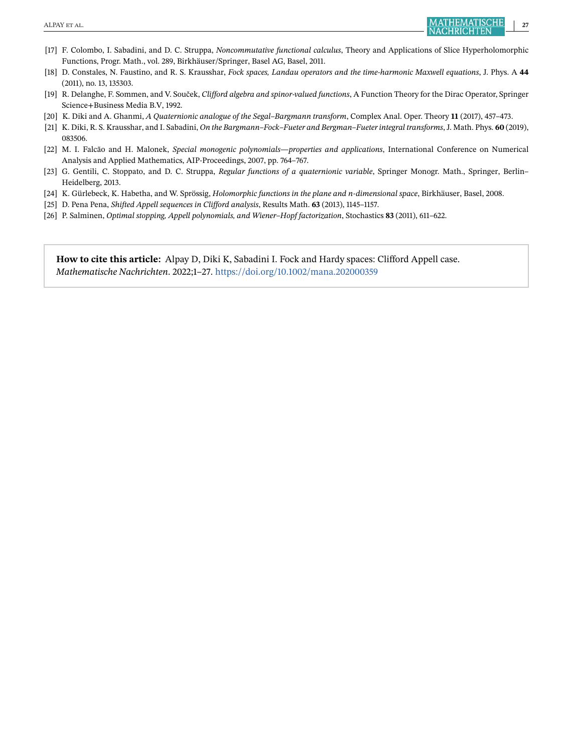[17] F. Colombo, I. Sabadini, and D. C. Struppa, *Noncommutative functional calculus*, Theory and Applications of Slice Hyperholomorphic Functions, Progr. Math., vol. 289, Birkhäuser/Springer, Basel AG, Basel, 2011.

[18] D. Constales, N. Faustino, and R. S. Kraußhar, *Fock spaces, Landau operators and the time-harmonic Maxwell equations*, J. Phys. A **44** (2011), no. 13, 135303.

[19] R. Delanghe, F. Sommen, and V. Souček, *Clifford algebra and spinor-valued functions*, A Function Theory for the Dirac Operator, Springer Science+Business Media B.V, 1992.

[20] K. Diki and A. Ghanmi, *A Quaternionic analogue of the Segal–Bargmann transform*, Complex Anal. Oper. Theory **11** (2017), 457–473.

[21] K. Diki, R. S. Krausshar, and I. Sabadini, *On the Bargmann–Fock–Fueter and Bergman–Fueter integral transforms*, J. Math. Phys. **60** (2019), 083506.

[22] M. I. Falcão and H. Malonek, *Special monogenic polynomials—properties and applications*, International Conference on Numerical Analysis and Applied Mathematics, AIP-Proceedings, 2007, pp. 764–767.

[23] G. Gentili, C. Stoppato, and D. C. Struppa, *Regular functions of a quaternionic variable*, Springer Monogr. Math., Springer, Berlin–Heidelberg, 2013.

[24] K. Gürlebeck, K. Habetha, and W. Sprössig, *Holomorphic functions in the plane and n-dimensional space*, Birkhäuser, Basel, 2008.

[25] D. Pena Pena, *Shifted Appell sequences in Clifford analysis*, Results Math. **63** (2013), 1145–1157.

[26] P. Salminen, *Optimal stopping, Appell polynomials, and Wiener–Hopf factorization*, Stochastics **83** (2011), 611–622.

**How to cite this article:** Alpay D, Diki K, Sabadini I. Fock and Hardy spaces: Clifford Appell case. *Mathematische Nachrichten*. 2022;1–27. https://doi.org/10.1002/mana.202000359